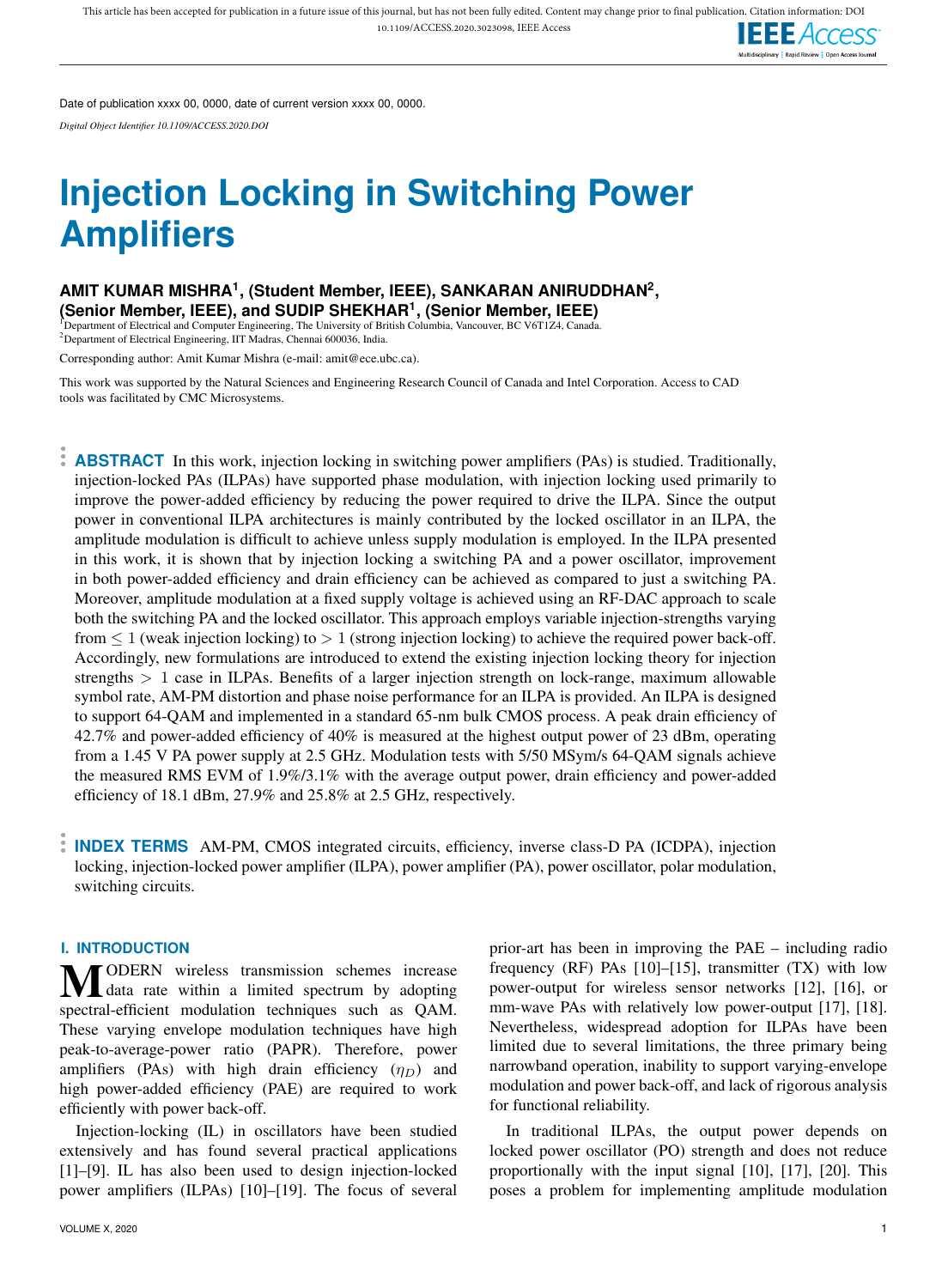Date of publication xxxx 00, 0000, date of current version xxxx 00, 0000.

*Digital Object Identifier 10.1109/ACCESS.2020.DOI*

# Injection Locking in Switching Power Amplifiers

**AMIT KUMAR MISHRA[1], (Student Member, IEEE), SANKARAN ANIRUDDHAN[2], (Senior Member, IEEE), and SUDIP SHEKHAR[1], (Senior Member, IEEE)**

[1]Department of Electrical and Computer Engineering, The University of British Columbia, Vancouver, BC V6T1Z4, Canada.
[2]Department of Electrical Engineering, IIT Madras, Chennai 600036, India.

Corresponding author: Amit Kumar Mishra (e-mail: amit@ece.ubc.ca).

This work was supported by the Natural Sciences and Engineering Research Council of Canada and Intel Corporation. Access to CAD tools was facilitated by CMC Microsystems.

**ABSTRACT** In this work, injection locking in switching power amplifiers (PAs) is studied. Traditionally, injection-locked PAs (ILPAs) have supported phase modulation, with injection locking used primarily to improve the power-added efficiency by reducing the power required to drive the ILPA. Since the output power in conventional ILPA architectures is mainly contributed by the locked oscillator in an ILPA, the amplitude modulation is difficult to achieve unless supply modulation is employed. In the ILPA presented in this work, it is shown that by injection locking a switching PA and a power oscillator, improvement in both power-added efficiency and drain efficiency can be achieved as compared to just a switching PA. Moreover, amplitude modulation at a fixed supply voltage is achieved using an RF-DAC approach to scale both the switching PA and the locked oscillator. This approach employs variable injection-strengths varying from $\leq 1$ (weak injection locking) to $> 1$ (strong injection locking) to achieve the required power back-off. Accordingly, new formulations are introduced to extend the existing injection locking theory for injection strengths $> 1$ case in ILPAs. Benefits of a larger injection strength on lock-range, maximum allowable symbol rate, AM-PM distortion and phase noise performance for an ILPA is provided. An ILPA is designed to support 64-QAM and implemented in a standard 65-nm bulk CMOS process. A peak drain efficiency of 42.7% and power-added efficiency of 40% is measured at the highest output power of 23 dBm, operating from a 1.45 V PA power supply at 2.5 GHz. Modulation tests with 5/50 MSym/s 64-QAM signals achieve the measured RMS EVM of 1.9%/3.1% with the average output power, drain efficiency and power-added efficiency of 18.1 dBm, 27.9% and 25.8% at 2.5 GHz, respectively.

**INDEX TERMS** AM-PM, CMOS integrated circuits, efficiency, inverse class-D PA (ICDPA), injection locking, injection-locked power amplifier (ILPA), power amplifier (PA), power oscillator, polar modulation, switching circuits.

## I. INTRODUCTION

Modern wireless transmission schemes increase data rate within a limited spectrum by adopting spectral-efficient modulation techniques such as QAM. These varying envelope modulation techniques have high peak-to-average-power ratio (PAPR). Therefore, power amplifiers (PAs) with high drain efficiency ($\eta_D$) and high power-added efficiency (PAE) are required to work efficiently with power back-off.

Injection-locking (IL) in oscillators have been studied extensively and has found several practical applications [1]–[9]. IL has also been used to design injection-locked power amplifiers (ILPAs) [10]–[19]. The focus of several prior-art has been in improving the PAE – including radio frequency (RF) PAs [10]–[15], transmitter (TX) with low power-output for wireless sensor networks [12], [16], or mm-wave PAs with relatively low power-output [17], [18]. Nevertheless, widespread adoption for ILPAs have been limited due to several limitations, the three primary being narrowband operation, inability to support varying-envelope modulation and power back-off, and lack of rigorous analysis for functional reliability.

In traditional ILPAs, the output power depends on locked power oscillator (PO) strength and does not reduce proportionally with the input signal [10], [17], [20]. This poses a problem for implementing amplitude modulation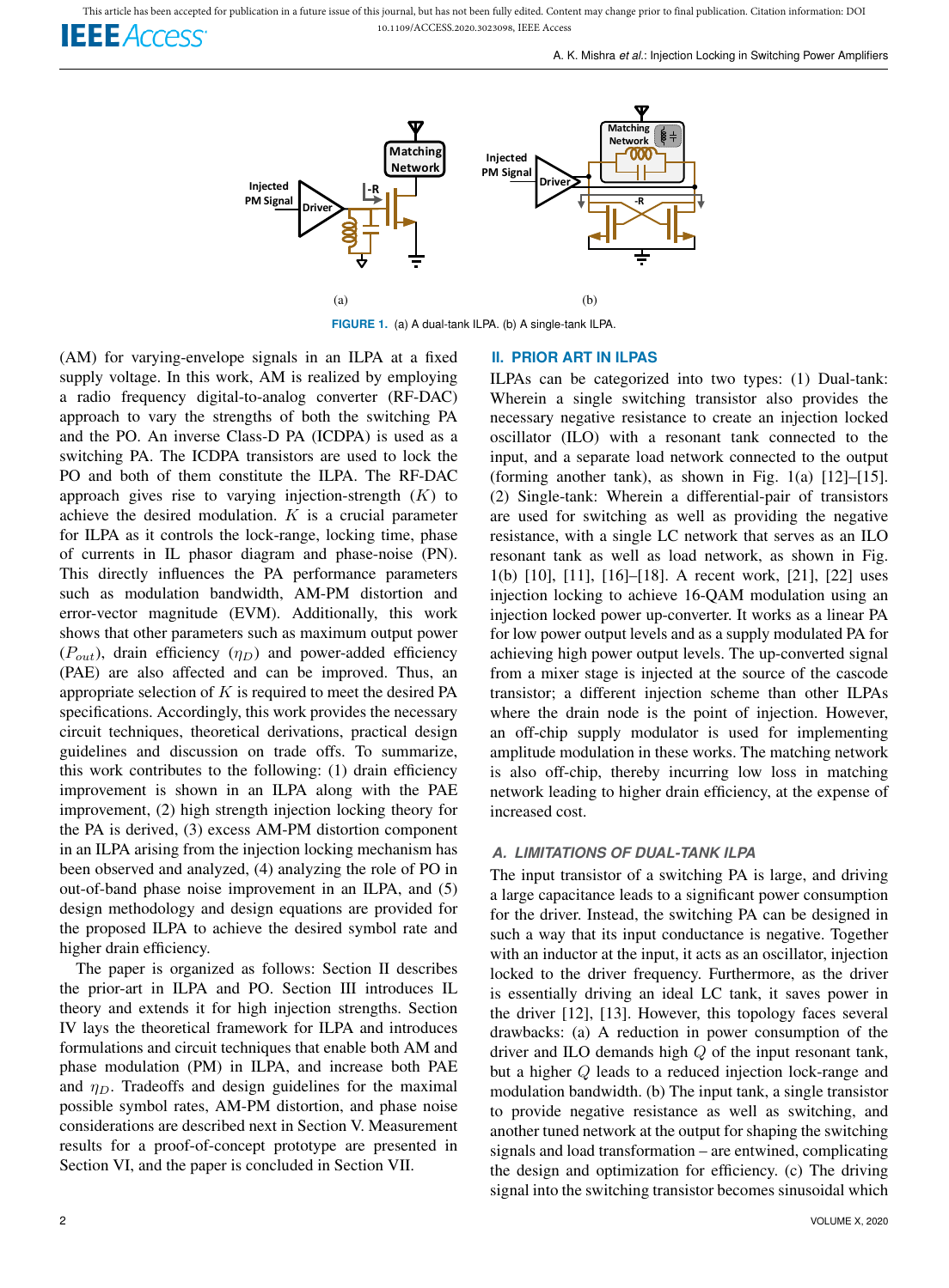FIGURE 1. (a) A dual-tank ILPA. (b) A single-tank ILPA.

(AM) for varying-envelope signals in an ILPA at a fixed supply voltage. In this work, AM is realized by employing a radio frequency digital-to-analog converter (RF-DAC) approach to vary the strengths of both the switching PA and the PO. An inverse Class-D PA (ICDPA) is used as a switching PA. The ICDPA transistors are used to lock the PO and both of them constitute the ILPA. The RF-DAC approach gives rise to varying injection-strength ($K$) to achieve the desired modulation. $K$ is a crucial parameter for ILPA as it controls the lock-range, locking time, phase of currents in IL phasor diagram and phase-noise (PN). This directly influences the PA performance parameters such as modulation bandwidth, AM-PM distortion and error-vector magnitude (EVM). Additionally, this work shows that other parameters such as maximum output power ($P_{out}$), drain efficiency ($\eta_D$) and power-added efficiency (PAE) are also affected and can be improved. Thus, an appropriate selection of $K$ is required to meet the desired PA specifications. Accordingly, this work provides the necessary circuit techniques, theoretical derivations, practical design guidelines and discussion on trade offs. To summarize, this work contributes to the following: (1) drain efficiency improvement is shown in an ILPA along with the PAE improvement, (2) high strength injection locking theory for the PA is derived, (3) excess AM-PM distortion component in an ILPA arising from the injection locking mechanism has been observed and analyzed, (4) analyzing the role of PO in out-of-band phase noise improvement in an ILPA, and (5) design methodology and design equations are provided for the proposed ILPA to achieve the desired symbol rate and higher drain efficiency.

The paper is organized as follows: Section II describes the prior-art in ILPA and PO. Section III introduces IL theory and extends it for high injection strengths. Section IV lays the theoretical framework for ILPA and introduces formulations and circuit techniques that enable both AM and phase modulation (PM) in ILPA, and increase both PAE and $\eta_D$. Tradeoffs and design guidelines for the maximal possible symbol rates, AM-PM distortion, and phase noise considerations are described next in Section V. Measurement results for a proof-of-concept prototype are presented in Section VI, and the paper is concluded in Section VII.

## II. PRIOR ART IN ILPAS

ILPAs can be categorized into two types: (1) Dual-tank: Wherein a single switching transistor also provides the necessary negative resistance to create an injection locked oscillator (ILO) with a resonant tank connected to the input, and a separate load network connected to the output (forming another tank), as shown in Fig. 1(a) [12]–[15]. (2) Single-tank: Wherein a differential-pair of transistors are used for switching as well as providing the negative resistance, with a single LC network that serves as an ILO resonant tank as well as load network, as shown in Fig. 1(b) [10], [11], [16]–[18]. A recent work, [21], [22] uses injection locking to achieve 16-QAM modulation using an injection locked power up-converter. It works as a linear PA for low power output levels and as a supply modulated PA for achieving high power output levels. The up-converted signal from a mixer stage is injected at the source of the cascode transistor; a different injection scheme than other ILPAs where the drain node is the point of injection. However, an off-chip supply modulator is used for implementing amplitude modulation in these works. The matching network is also off-chip, thereby incurring low loss in matching network leading to higher drain efficiency, at the expense of increased cost.

### A. LIMITATIONS OF DUAL-TANK ILPA

The input transistor of a switching PA is large, and driving a large capacitance leads to a significant power consumption for the driver. Instead, the switching PA can be designed in such a way that its input conductance is negative. Together with an inductor at the input, it acts as an oscillator, injection locked to the driver frequency. Furthermore, as the driver is essentially driving an ideal LC tank, it saves power in the driver [12], [13]. However, this topology faces several drawbacks: (a) A reduction in power consumption of the driver and ILO demands high $Q$ of the input resonant tank, but a higher $Q$ leads to a reduced injection lock-range and modulation bandwidth. (b) The input tank, a single transistor to provide negative resistance as well as switching, and another tuned network at the output for shaping the switching signals and load transformation – are entwined, complicating the design and optimization for efficiency. (c) The driving signal into the switching transistor becomes sinusoidal which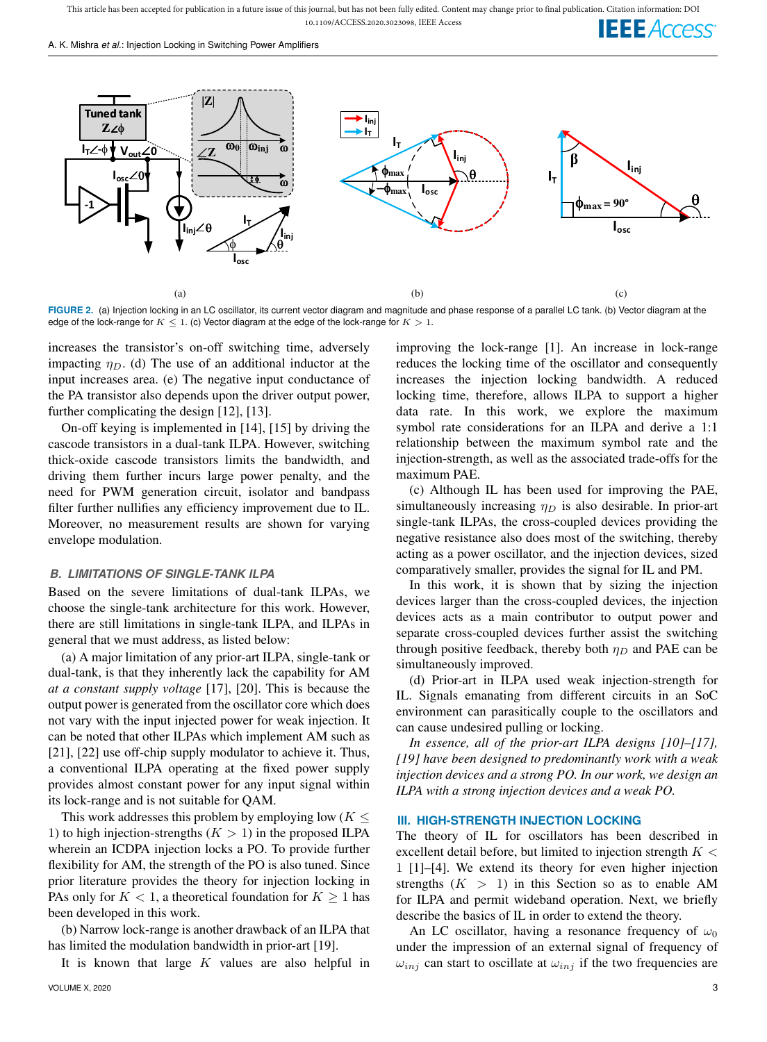FIGURE 2. (a) Injection locking in an LC oscillator, its current vector diagram and magnitude and phase response of a parallel LC tank. (b) Vector diagram at the edge of the lock-range for $K \leq 1$. (c) Vector diagram at the edge of the lock-range for $K > 1$.

increases the transistor's on-off switching time, adversely impacting $\eta_D$. (d) The use of an additional inductor at the input increases area. (e) The negative input conductance of the PA transistor also depends upon the driver output power, further complicating the design [12], [13].

On-off keying is implemented in [14], [15] by driving the cascode transistors in a dual-tank ILPA. However, switching thick-oxide cascode transistors limits the bandwidth, and driving them further incurs large power penalty, and the need for PWM generation circuit, isolator and bandpass filter further nullifies any efficiency improvement due to IL. Moreover, no measurement results are shown for varying envelope modulation.

### B. LIMITATIONS OF SINGLE-TANK ILPA

Based on the severe limitations of dual-tank ILPAs, we choose the single-tank architecture for this work. However, there are still limitations in single-tank ILPA, and ILPAs in general that we must address, as listed below:

(a) A major limitation of any prior-art ILPA, single-tank or dual-tank, is that they inherently lack the capability for AM *at a constant supply voltage* [17], [20]. This is because the output power is generated from the oscillator core which does not vary with the input injected power for weak injection. It can be noted that other ILPAs which implement AM such as [21], [22] use off-chip supply modulator to achieve it. Thus, a conventional ILPA operating at the fixed power supply provides almost constant power for any input signal within its lock-range and is not suitable for QAM.

This work addresses this problem by employing low ($K \leq 1$) to high injection-strengths ($K > 1$) in the proposed ILPA wherein an ICDPA injection locks a PO. To provide further flexibility for AM, the strength of the PO is also tuned. Since prior literature provides the theory for injection locking in PAs only for $K < 1$, a theoretical foundation for $K \geq 1$ has been developed in this work.

(b) Narrow lock-range is another drawback of an ILPA that has limited the modulation bandwidth in prior-art [19].

It is known that large $K$ values are also helpful in improving the lock-range [1]. An increase in lock-range reduces the locking time of the oscillator and consequently increases the injection locking bandwidth. A reduced locking time, therefore, allows ILPA to support a higher data rate. In this work, we explore the maximum symbol rate considerations for an ILPA and derive a 1:1 relationship between the maximum symbol rate and the injection-strength, as well as the associated trade-offs for the maximum PAE.

(c) Although IL has been used for improving the PAE, simultaneously increasing $\eta_D$ is also desirable. In prior-art single-tank ILPAs, the cross-coupled devices providing the negative resistance also does most of the switching, thereby acting as a power oscillator, and the injection devices, sized comparatively smaller, provides the signal for IL and PM.

In this work, it is shown that by sizing the injection devices larger than the cross-coupled devices, the injection devices acts as a main contributor to output power and separate cross-coupled devices further assist the switching through positive feedback, thereby both $\eta_D$ and PAE can be simultaneously improved.

(d) Prior-art in ILPA used weak injection-strength for IL. Signals emanating from different circuits in an SoC environment can parasitically couple to the oscillators and can cause undesired pulling or locking.

*In essence, all of the prior-art ILPA designs [10]–[17], [19] have been designed to predominantly work with a weak injection devices and a strong PO. In our work, we design an ILPA with a strong injection devices and a weak PO.*

## III. HIGH-STRENGTH INJECTION LOCKING

The theory of IL for oscillators has been described in excellent detail before, but limited to injection strength $K < 1$ [1]–[4]. We extend its theory for even higher injection strengths ($K > 1$) in this Section so as to enable AM for ILPA and permit wideband operation. Next, we briefly describe the basics of IL in order to extend the theory.

An LC oscillator, having a resonance frequency of $\omega_0$ under the impression of an external signal of frequency of $\omega_{inj}$ can start to oscillate at $\omega_{inj}$ if the two frequencies are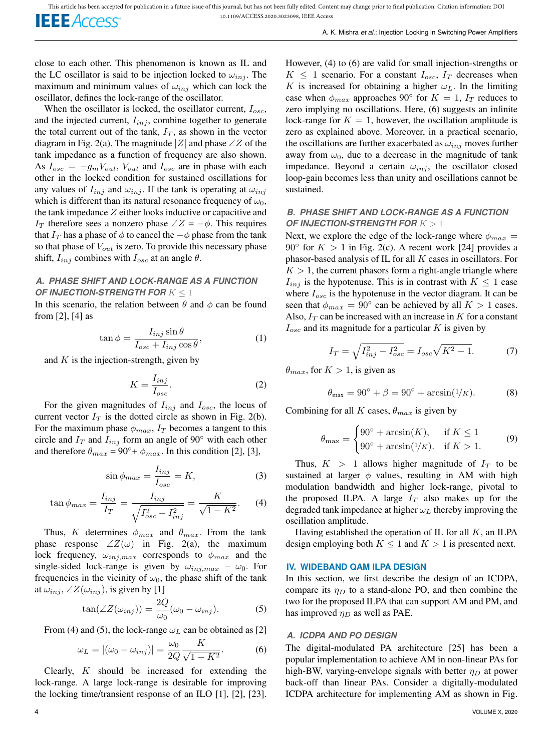close to each other. This phenomenon is known as IL and the LC oscillator is said to be injection locked to $\omega_{inj}$. The maximum and minimum values of $\omega_{inj}$ which can lock the oscillator, defines the lock-range of the oscillator.

When the oscillator is locked, the oscillator current, $I_{osc}$, and the injected current, $I_{inj}$, combine together to generate the total current out of the tank, $I_T$, as shown in the vector diagram in Fig. 2(a). The magnitude $|Z|$ and phase $\angle Z$ of the tank impedance as a function of frequency are also shown. As $I_{osc} = -g_m V_{out}$, $V_{out}$ and $I_{osc}$ are in phase with each other in the locked condition for sustained oscillations for any values of $I_{inj}$ and $\omega_{inj}$. If the tank is operating at $\omega_{inj}$ which is different than its natural resonance frequency of $\omega_0$, the tank impedance $Z$ either looks inductive or capacitive and $I_T$ therefore sees a nonzero phase $\angle Z = -\phi$. This requires that $I_T$ has a phase of $\phi$ to cancel the $-\phi$ phase from the tank so that phase of $V_{out}$ is zero. To provide this necessary phase shift, $I_{inj}$ combines with $I_{osc}$ at an angle $\theta$.

### A. PHASE SHIFT AND LOCK-RANGE AS A FUNCTION OF INJECTION-STRENGTH FOR $K \leq 1$

In this scenario, the relation between $\theta$ and $\phi$ can be found from [2], [4] as

$$\tan\phi = \frac{I_{inj}\sin\theta}{I_{osc} + I_{inj}\cos\theta}, \tag{1}$$

and $K$ is the injection-strength, given by

$$K = \frac{I_{inj}}{I_{osc}}. \tag{2}$$

For the given magnitudes of $I_{inj}$ and $I_{osc}$, the locus of current vector $I_T$ is the dotted circle as shown in Fig. 2(b). For the maximum phase $\phi_{max}$, $I_T$ becomes a tangent to this circle and $I_T$ and $I_{inj}$ form an angle of 90° with each other and therefore $\theta_{max}$ = 90°+ $\phi_{max}$. In this condition [2], [3],

$$\sin\phi_{max} = \frac{I_{inj}}{I_{osc}} = K, \tag{3}$$

$$\tan\phi_{max} = \frac{I_{inj}}{I_T} = \frac{I_{inj}}{\sqrt{I_{osc}^2 - I_{inj}^2}} = \frac{K}{\sqrt{1-K^2}}. \tag{4}$$

Thus, $K$ determines $\phi_{max}$ and $\theta_{max}$. From the tank phase response $\angle Z(\omega)$ in Fig. 2(a), the maximum lock frequency, $\omega_{inj,max}$ corresponds to $\phi_{max}$ and the single-sided lock-range is given by $\omega_{inj,max} - \omega_0$. For frequencies in the vicinity of $\omega_0$, the phase shift of the tank at $\omega_{inj}$, $\angle Z(\omega_{inj})$, is given by [1]

$$\tan(\angle Z(\omega_{inj})) = \frac{2Q}{\omega_0}(\omega_0 - \omega_{inj}). \tag{5}$$

From (4) and (5), the lock-range $\omega_L$ can be obtained as [2]

$$\omega_L = |(\omega_0 - \omega_{inj})| = \frac{\omega_0}{2Q}\frac{K}{\sqrt{1-K^2}}. \tag{6}$$

Clearly, $K$ should be increased for extending the lock-range. A large lock-range is desirable for improving the locking time/transient response of an ILO [1], [2], [23].

However, (4) to (6) are valid for small injection-strengths or $K \leq 1$ scenario. For a constant $I_{osc}$, $I_T$ decreases when $K$ is increased for obtaining a higher $\omega_L$. In the limiting case when $\phi_{max}$ approaches 90° for $K = 1$, $I_T$ reduces to zero implying no oscillations. Here, (6) suggests an infinite lock-range for $K = 1$, however, the oscillation amplitude is zero as explained above. Moreover, in a practical scenario, the oscillations are further exacerbated as $\omega_{inj}$ moves further away from $\omega_0$, due to a decrease in the magnitude of tank impedance. Beyond a certain $\omega_{inj}$, the oscillator closed loop-gain becomes less than unity and oscillations cannot be sustained.

### B. PHASE SHIFT AND LOCK-RANGE AS A FUNCTION OF INJECTION-STRENGTH FOR $K > 1$

Next, we explore the edge of the lock-range where $\phi_{max}$ = 90° for $K > 1$ in Fig. 2(c). A recent work [24] provides a phasor-based analysis of IL for all $K$ cases in oscillators. For $K > 1$, the current phasors form a right-angle triangle where $I_{inj}$ is the hypotenuse. This is in contrast with $K \leq 1$ case where $I_{osc}$ is the hypotenuse in the vector diagram. It can be seen that $\phi_{max}$ = 90° can be achieved by all $K > 1$ cases. Also, $I_T$ can be increased with an increase in $K$ for a constant $I_{osc}$ and its magnitude for a particular $K$ is given by

$$I_T = \sqrt{I_{inj}^2 - I_{osc}^2} = I_{osc}\sqrt{K^2-1}. \tag{7}$$

$\theta_{max}$, for $K > 1$, is given as

$$\theta_{\max} = 90^\circ + \beta = 90^\circ + \arcsin(1/K). \tag{8}$$

Combining for all $K$ cases, $\theta_{max}$ is given by

$$\theta_{\max} = \begin{cases} 90^\circ + \arcsin(K), & \text{if } K \leq 1 \\ 90^\circ + \arcsin(1/K). & \text{if } K > 1. \end{cases} \tag{9}$$

Thus, $K > 1$ allows higher magnitude of $I_T$ to be sustained at larger $\phi$ values, resulting in AM with high modulation bandwidth and higher lock-range, pivotal to the proposed ILPA. A large $I_T$ also makes up for the degraded tank impedance at higher $\omega_L$ thereby improving the oscillation amplitude.

Having established the operation of IL for all $K$, an ILPA design employing both $K \leq 1$ and $K > 1$ is presented next.

## IV. WIDEBAND QAM ILPA DESIGN

In this section, we first describe the design of an ICDPA, compare its $\eta_D$ to a stand-alone PO, and then combine the two for the proposed ILPA that can support AM and PM, and has improved $\eta_D$ as well as PAE.

### A. ICDPA AND PO DESIGN

The digital-modulated PA architecture [25] has been a popular implementation to achieve AM in non-linear PAs for high-BW, varying-envelope signals with better $\eta_D$ at power back-off than linear PAs. Consider a digitally-modulated ICDPA architecture for implementing AM as shown in Fig.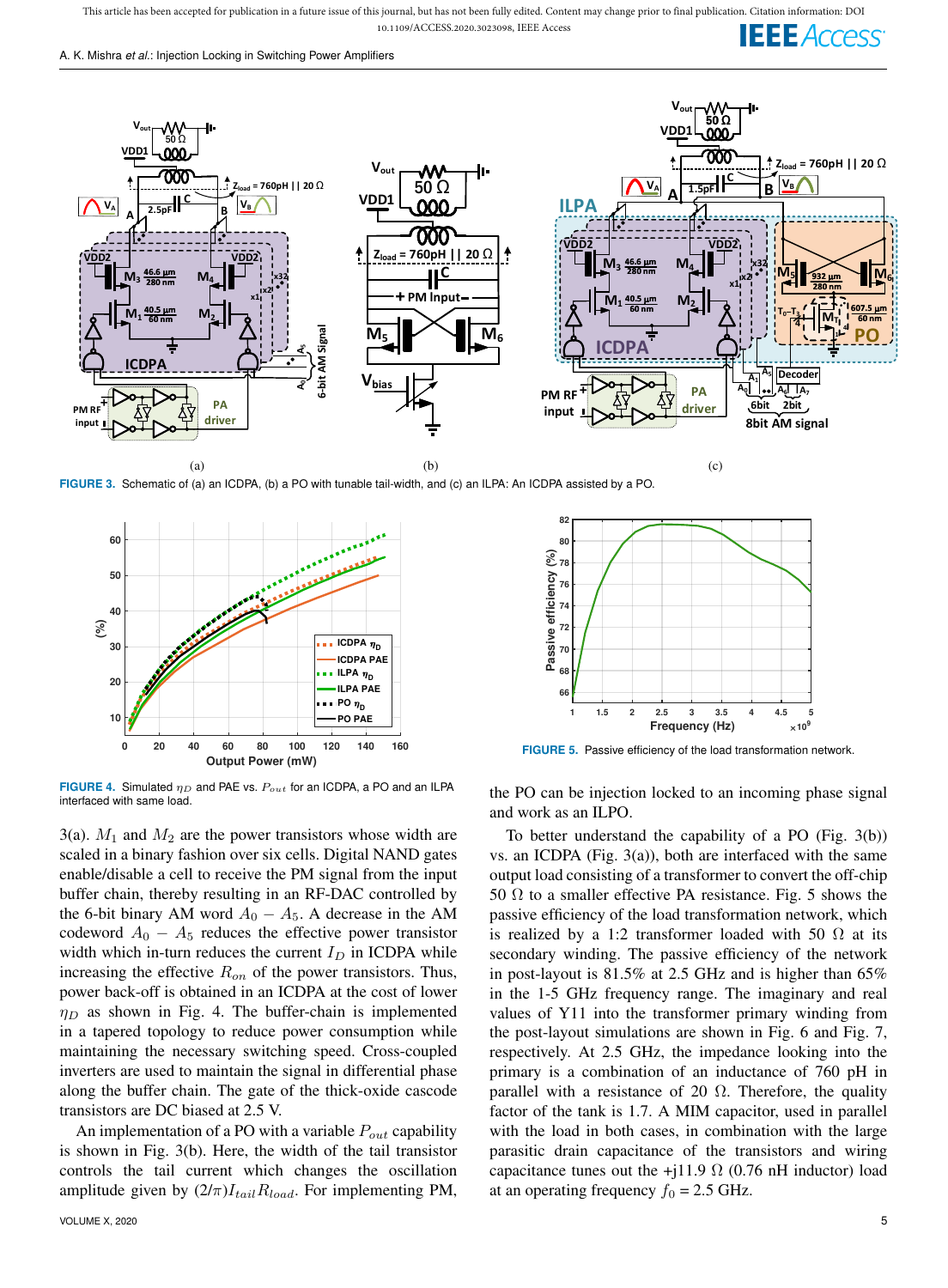FIGURE 3. Schematic of (a) an ICDPA, (b) a PO with tunable tail-width, and (c) an ILPA: An ICDPA assisted by a PO.

FIGURE 4. Simulated $\eta_D$ and PAE vs. $P_{out}$ for an ICDPA, a PO and an ILPA interfaced with same load.

FIGURE 5. Passive efficiency of the load transformation network.

3(a). $M_1$ and $M_2$ are the power transistors whose width are scaled in a binary fashion over six cells. Digital NAND gates enable/disable a cell to receive the PM signal from the input buffer chain, thereby resulting in an RF-DAC controlled by the 6-bit binary AM word $A_0 - A_5$. A decrease in the AM codeword $A_0 - A_5$ reduces the effective power transistor width which in-turn reduces the current $I_D$ in ICDPA while increasing the effective $R_{on}$ of the power transistors. Thus, power back-off is obtained in an ICDPA at the cost of lower $\eta_D$ as shown in Fig. 4. The buffer-chain is implemented in a tapered topology to reduce power consumption while maintaining the necessary switching speed. Cross-coupled inverters are used to maintain the signal in differential phase along the buffer chain. The gate of the thick-oxide cascode transistors are DC biased at 2.5 V.

An implementation of a PO with a variable $P_{out}$ capability is shown in Fig. 3(b). Here, the width of the tail transistor controls the tail current which changes the oscillation amplitude given by $(2/\pi)I_{tail}R_{load}$. For implementing PM, the PO can be injection locked to an incoming phase signal and work as an ILPO.

To better understand the capability of a PO (Fig. 3(b)) vs. an ICDPA (Fig. 3(a)), both are interfaced with the same output load consisting of a transformer to convert the off-chip 50 Ω to a smaller effective PA resistance. Fig. 5 shows the passive efficiency of the load transformation network, which is realized by a 1:2 transformer loaded with 50 Ω at its secondary winding. The passive efficiency of the network in post-layout is 81.5% at 2.5 GHz and is higher than 65% in the 1-5 GHz frequency range. The imaginary and real values of Y11 into the transformer primary winding from the post-layout simulations are shown in Fig. 6 and Fig. 7, respectively. At 2.5 GHz, the impedance looking into the primary is a combination of an inductance of 760 pH in parallel with a resistance of 20 Ω. Therefore, the quality factor of the tank is 1.7. A MIM capacitor, used in parallel with the load in both cases, in combination with the large parasitic drain capacitance of the transistors and wiring capacitance tunes out the +j11.9 Ω (0.76 nH inductor) load at an operating frequency $f_0$ = 2.5 GHz.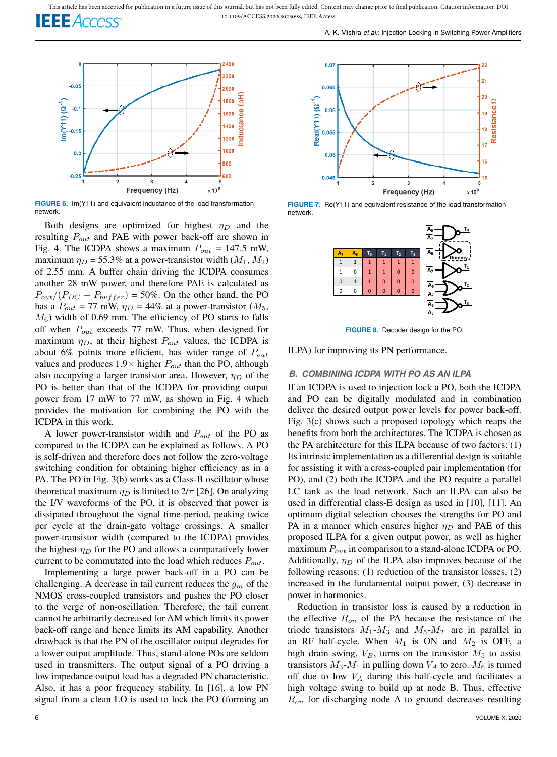FIGURE 6. Im(Y11) and equivalent inductance of the load transformation network.

FIGURE 7. Re(Y11) and equivalent resistance of the load transformation network.

| $A_7$ | $A_6$ | $T_0$ | $T_1$ | $T_2$ | $T_3$ |
|---|---|---|---|---|---|
| 1 | 1 | 1 | 1 | 1 | 1 |
| 1 | 0 | 1 | 1 | 0 | 0 |
| 0 | 1 | 1 | 0 | 0 | 0 |
| 0 | 0 | 0 | 0 | 0 | 0 |

FIGURE 8. Decoder design for the PO.

Both designs are optimized for highest $\eta_D$ and the resulting $P_{out}$ and PAE with power back-off are shown in Fig. 4. The ICDPA shows a maximum $P_{out}$ = 147.5 mW, maximum $\eta_D$ = 55.3% at a power-transistor width ($M_1$, $M_2$) of 2.55 mm. A buffer chain driving the ICDPA consumes another 28 mW power, and therefore PAE is calculated as $P_{out}/(P_{DC} + P_{buffer})$ = 50%. On the other hand, the PO has a $P_{out}$ = 77 mW, $\eta_D$ = 44% at a power-transistor ($M_5$, $M_6$) width of 0.69 mm. The efficiency of PO starts to falls off when $P_{out}$ exceeds 77 mW. Thus, when designed for maximum $\eta_D$, at their highest $P_{out}$ values, the ICDPA is about 6% points more efficient, has wider range of $P_{out}$ values and produces 1.9× higher $P_{out}$ than the PO, although also occupying a larger transistor area. However, $\eta_D$ of the PO is better than that of the ICDPA for providing output power from 17 mW to 77 mW, as shown in Fig. 4 which provides the motivation for combining the PO with the ICDPA in this work.

A lower power-transistor width and $P_{out}$ of the PO as compared to the ICDPA can be explained as follows. A PO is self-driven and therefore does not follow the zero-voltage switching condition for obtaining higher efficiency as in a PA. The PO in Fig. 3(b) works as a Class-B oscillator whose theoretical maximum $\eta_D$ is limited to $2/\pi$ [26]. On analyzing the I/V waveforms of the PO, it is observed that power is dissipated throughout the signal time-period, peaking twice per cycle at the drain-gate voltage crossings. A smaller power-transistor width (compared to the ICDPA) provides the highest $\eta_D$ for the PO and allows a comparatively lower current to be commutated into the load which reduces $P_{out}$.

Implementing a large power back-off in a PO can be challenging. A decrease in tail current reduces the $g_m$ of the NMOS cross-coupled transistors and pushes the PO closer to the verge of non-oscillation. Therefore, the tail current cannot be arbitrarily decreased for AM which limits its power back-off range and hence limits its AM capability. Another drawback is that the PN of the oscillator output degrades for a lower output amplitude. Thus, stand-alone POs are seldom used in transmitters. The output signal of a PO driving a low impedance output load has a degraded PN characteristic. Also, it has a poor frequency stability. In [16], a low PN signal from a clean LO is used to lock the PO (forming an ILPA) for improving its PN performance.

### B. COMBINING ICDPA WITH PO AS AN ILPA

If an ICDPA is used to injection lock a PO, both the ICDPA and PO can be digitally modulated and in combination deliver the desired output power levels for power back-off. Fig. 3(c) shows such a proposed topology which reaps the benefits from both the architectures. The ICDPA is chosen as the PA architecture for this ILPA because of two factors: (1) Its intrinsic implementation as a differential design is suitable for assisting it with a cross-coupled pair implementation (for PO), and (2) both the ICDPA and the PO require a parallel LC tank as the load network. Such an ILPA can also be used in differential class-E design as used in [10], [11]. An optimum digital selection chooses the strengths for PO and PA in a manner which ensures higher $\eta_D$ and PAE of this proposed ILPA for a given output power, as well as higher maximum $P_{out}$ in comparison to a stand-alone ICDPA or PO. Additionally, $\eta_D$ of the ILPA also improves because of the following reasons: (1) reduction of the transistor losses, (2) increased in the fundamental output power, (3) decrease in power in harmonics.

Reduction in transistor loss is caused by a reduction in the effective $R_{on}$ of the PA because the resistance of the triode transistors $M_1$-$M_3$ and $M_5$-$M_7$ are in parallel in an RF half-cycle. When $M_1$ is ON and $M_2$ is OFF, a high drain swing, $V_B$, turns on the transistor $M_5$ to assist transistors $M_3$-$M_1$ in pulling down $V_A$ to zero. $M_6$ is turned off due to low $V_A$ during this half-cycle and facilitates a high voltage swing to build up at node B. Thus, effective $R_{on}$ for discharging node A to ground decreases resulting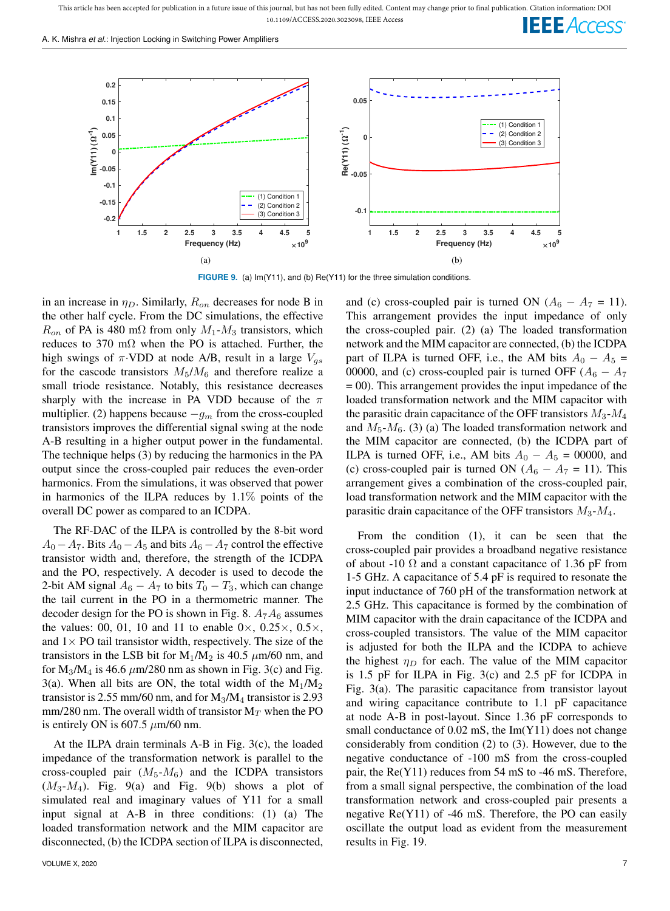**FIGURE 9.** (a) Im(Y11), and (b) Re(Y11) for the three simulation conditions.

in an increase in $\eta_D$. Similarly, $R_{on}$ decreases for node B in the other half cycle. From the DC simulations, the effective $R_{on}$ of PA is 480 mΩ from only $M_1$-$M_3$ transistors, which reduces to 370 mΩ when the PO is attached. Further, the high swings of $\pi$·VDD at node A/B, result in a large $V_{gs}$ for the cascode transistors $M_5/M_6$ and therefore realize a small triode resistance. Notably, this resistance decreases sharply with the increase in PA VDD because of the $\pi$ multiplier. (2) happens because $-g_m$ from the cross-coupled transistors improves the differential signal swing at the node A-B resulting in a higher output power in the fundamental. The technique helps (3) by reducing the harmonics in the PA output since the cross-coupled pair reduces the even-order harmonics. From the simulations, it was observed that power in harmonics of the ILPA reduces by 1.1% points of the overall DC power as compared to an ICDPA.

The RF-DAC of the ILPA is controlled by the 8-bit word $A_0 - A_7$. Bits $A_0 - A_5$ and bits $A_6 - A_7$ control the effective transistor width and, therefore, the strength of the ICDPA and the PO, respectively. A decoder is used to decode the 2-bit AM signal $A_6 - A_7$ to bits $T_0 - T_3$, which can change the tail current in the PO in a thermometric manner. The decoder design for the PO is shown in Fig. 8. $A_7A_6$ assumes the values: 00, 01, 10 and 11 to enable 0×, 0.25×, 0.5×, and 1× PO tail transistor width, respectively. The size of the transistors in the LSB bit for $M_1/M_2$ is 40.5 $\mu$m/60 nm, and for $M_3/M_4$ is 46.6 $\mu$m/280 nm as shown in Fig. 3(c) and Fig. 3(a). When all bits are ON, the total width of the $M_1/M_2$ transistor is 2.55 mm/60 nm, and for $M_3/M_4$ transistor is 2.93 mm/280 nm. The overall width of transistor $M_T$ when the PO is entirely ON is 607.5 $\mu$m/60 nm.

At the ILPA drain terminals A-B in Fig. 3(c), the loaded impedance of the transformation network is parallel to the cross-coupled pair ($M_5$-$M_6$) and the ICDPA transistors ($M_3$-$M_4$). Fig. 9(a) and Fig. 9(b) shows a plot of simulated real and imaginary values of Y11 for a small input signal at A-B in three conditions: (1) (a) The loaded transformation network and the MIM capacitor are disconnected, (b) the ICDPA section of ILPA is disconnected, and (c) cross-coupled pair is turned ON ($A_6 - A_7$ = 11). This arrangement provides the input impedance of only the cross-coupled pair. (2) (a) The loaded transformation network and the MIM capacitor are connected, (b) the ICDPA part of ILPA is turned OFF, i.e., the AM bits $A_0 - A_5$ = 00000, and (c) cross-coupled pair is turned OFF ($A_6 - A_7$ = 00). This arrangement provides the input impedance of the loaded transformation network and the MIM capacitor with the parasitic drain capacitance of the OFF transistors $M_3$-$M_4$ and $M_5$-$M_6$. (3) (a) The loaded transformation network and the MIM capacitor are connected, (b) the ICDPA part of ILPA is turned OFF, i.e., AM bits $A_0 - A_5$ = 00000, and (c) cross-coupled pair is turned ON ($A_6 - A_7$ = 11). This arrangement gives a combination of the cross-coupled pair, load transformation network and the MIM capacitor with the parasitic drain capacitance of the OFF transistors $M_3$-$M_4$.

From the condition (1), it can be seen that the cross-coupled pair provides a broadband negative resistance of about -10 Ω and a constant capacitance of 1.36 pF from 1-5 GHz. A capacitance of 5.4 pF is required to resonate the input inductance of 760 pH of the transformation network at 2.5 GHz. This capacitance is formed by the combination of MIM capacitor with the drain capacitance of the ICDPA and cross-coupled transistors. The value of the MIM capacitor is adjusted for both the ILPA and the ICDPA to achieve the highest $\eta_D$ for each. The value of the MIM capacitor is 1.5 pF for ILPA in Fig. 3(c) and 2.5 pF for ICDPA in Fig. 3(a). The parasitic capacitance from transistor layout and wiring capacitance contribute to 1.1 pF capacitance at node A-B in post-layout. Since 1.36 pF corresponds to small conductance of 0.02 mS, the Im(Y11) does not change considerably from condition (2) to (3). However, due to the negative conductance of -100 mS from the cross-coupled pair, the Re(Y11) reduces from 54 mS to -46 mS. Therefore, from a small signal perspective, the combination of the load transformation network and cross-coupled pair presents a negative Re(Y11) of -46 mS. Therefore, the PO can easily oscillate the output load as evident from the measurement results in Fig. 19.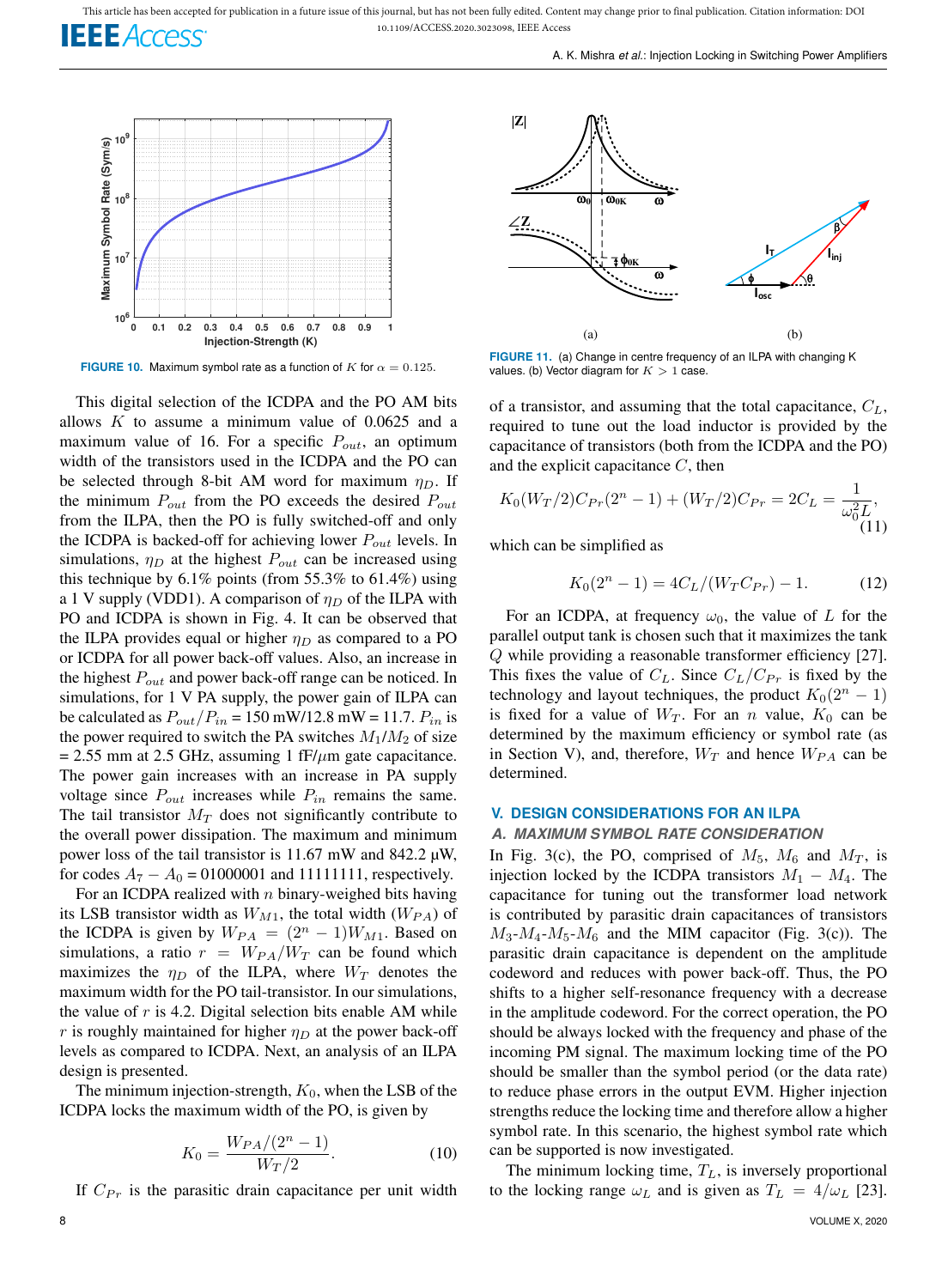FIGURE 10. Maximum symbol rate as a function of $K$ for $\alpha = 0.125$.

FIGURE 11. (a) Change in centre frequency of an ILPA with changing K values. (b) Vector diagram for $K > 1$ case.

This digital selection of the ICDPA and the PO AM bits allows $K$ to assume a minimum value of 0.0625 and a maximum value of 16. For a specific $P_{out}$, an optimum width of the transistors used in the ICDPA and the PO can be selected through 8-bit AM word for maximum $\eta_D$. If the minimum $P_{out}$ from the PO exceeds the desired $P_{out}$ from the ILPA, then the PO is fully switched-off and only the ICDPA is backed-off for achieving lower $P_{out}$ levels. In simulations, $\eta_D$ at the highest $P_{out}$ can be increased using this technique by 6.1% points (from 55.3% to 61.4%) using a 1 V supply (VDD1). A comparison of $\eta_D$ of the ILPA with PO and ICDPA is shown in Fig. 4. It can be observed that the ILPA provides equal or higher $\eta_D$ as compared to a PO or ICDPA for all power back-off values. Also, an increase in the highest $P_{out}$ and power back-off range can be noticed. In simulations, for 1 V PA supply, the power gain of ILPA can be calculated as $P_{out}/P_{in}$ = 150 mW/12.8 mW = 11.7. $P_{in}$ is the power required to switch the PA switches $M_1/M_2$ of size = 2.55 mm at 2.5 GHz, assuming 1 fF/$\mu$m gate capacitance. The power gain increases with an increase in PA supply voltage since $P_{out}$ increases while $P_{in}$ remains the same. The tail transistor $M_T$ does not significantly contribute to the overall power dissipation. The maximum and minimum power loss of the tail transistor is 11.67 mW and 842.2 µW, for codes $A_7 - A_0$ = 01000001 and 11111111, respectively.

For an ICDPA realized with $n$ binary-weighed bits having its LSB transistor width as $W_{M1}$, the total width ($W_{PA}$) of the ICDPA is given by $W_{PA} = (2^n - 1)W_{M1}$. Based on simulations, a ratio $r = W_{PA}/W_T$ can be found which maximizes the $\eta_D$ of the ILPA, where $W_T$ denotes the maximum width for the PO tail-transistor. In our simulations, the value of $r$ is 4.2. Digital selection bits enable AM while $r$ is roughly maintained for higher $\eta_D$ at the power back-off levels as compared to ICDPA. Next, an analysis of an ILPA design is presented.

The minimum injection-strength, $K_0$, when the LSB of the ICDPA locks the maximum width of the PO, is given by

$$K_0 = \frac{W_{PA}/(2^n - 1)}{W_T/2}. \tag{10}$$

If $C_{Pr}$ is the parasitic drain capacitance per unit width of a transistor, and assuming that the total capacitance, $C_L$, required to tune out the load inductor is provided by the capacitance of transistors (both from the ICDPA and the PO) and the explicit capacitance $C$, then

$$K_0(W_T/2)C_{Pr}(2^n - 1) + (W_T/2)C_{Pr} = 2C_L = \frac{1}{\omega_0^2 L}, \tag{11}$$

which can be simplified as

$$K_0(2^n - 1) = 4C_L/(W_T C_{Pr}) - 1. \tag{12}$$

For an ICDPA, at frequency $\omega_0$, the value of $L$ for the parallel output tank is chosen such that it maximizes the tank $Q$ while providing a reasonable transformer efficiency [27]. This fixes the value of $C_L$. Since $C_L/C_{Pr}$ is fixed by the technology and layout techniques, the product $K_0(2^n - 1)$ is fixed for a value of $W_T$. For an $n$ value, $K_0$ can be determined by the maximum efficiency or symbol rate (as in Section V), and, therefore, $W_T$ and hence $W_{PA}$ can be determined.

## V. DESIGN CONSIDERATIONS FOR AN ILPA

### A. MAXIMUM SYMBOL RATE CONSIDERATION

In Fig. 3(c), the PO, comprised of $M_5$, $M_6$ and $M_T$, is injection locked by the ICDPA transistors $M_1 - M_4$. The capacitance for tuning out the transformer load network is contributed by parasitic drain capacitances of transistors $M_3$-$M_4$-$M_5$-$M_6$ and the MIM capacitor (Fig. 3(c)). The parasitic drain capacitance is dependent on the amplitude codeword and reduces with power back-off. Thus, the PO shifts to a higher self-resonance frequency with a decrease in the amplitude codeword. For the correct operation, the PO should be always locked with the frequency and phase of the incoming PM signal. The maximum locking time of the PO should be smaller than the symbol period (or the data rate) to reduce phase errors in the output EVM. Higher injection strengths reduce the locking time and therefore allow a higher symbol rate. In this scenario, the highest symbol rate which can be supported is now investigated.

The minimum locking time, $T_L$, is inversely proportional to the locking range $\omega_L$ and is given as $T_L = 4/\omega_L$ [23].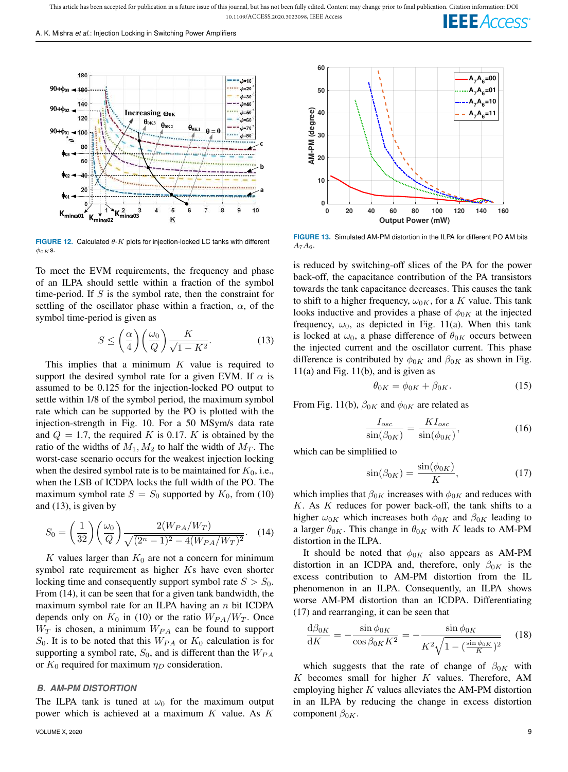FIGURE 12. Calculated $\theta$-$K$ plots for injection-locked LC tanks with different $\phi_{0K}$s.

FIGURE 13. Simulated AM-PM distortion in the ILPA for different PO AM bits $A_7A_6$.

To meet the EVM requirements, the frequency and phase of an ILPA should settle within a fraction of the symbol time-period. If $S$ is the symbol rate, then the constraint for settling of the oscillator phase within a fraction, $\alpha$, of the symbol time-period is given as

$$S \leq \left(\frac{\alpha}{4}\right)\left(\frac{\omega_0}{Q}\right)\frac{K}{\sqrt{1-K^2}}. \tag{13}$$

This implies that a minimum $K$ value is required to support the desired symbol rate for a given EVM. If $\alpha$ is assumed to be 0.125 for the injection-locked PO output to settle within 1/8 of the symbol period, the maximum symbol rate which can be supported by the PO is plotted with the injection-strength in Fig. 10. For a 50 MSym/s data rate and $Q = 1.7$, the required $K$ is 0.17. $K$ is obtained by the ratio of the widths of $M_1, M_2$ to half the width of $M_T$. The worst-case scenario occurs for the weakest injection locking when the desired symbol rate is to be maintained for $K_0$, i.e., when the LSB of ICDPA locks the full width of the PO. The maximum symbol rate $S = S_0$ supported by $K_0$, from (10) and (13), is given by

$$S_0 = \left(\frac{1}{32}\right)\left(\frac{\omega_0}{Q}\right)\frac{2(W_{PA}/W_T)}{\sqrt{(2^n-1)^2 - 4(W_{PA}/W_T)^2}}. \tag{14}$$

$K$ values larger than $K_0$ are not a concern for minimum symbol rate requirement as higher $K$s have even shorter locking time and consequently support symbol rate $S > S_0$. From (14), it can be seen that for a given tank bandwidth, the maximum symbol rate for an ILPA having an $n$ bit ICDPA depends only on $K_0$ in (10) or the ratio $W_{PA}/W_T$. Once $W_T$ is chosen, a minimum $W_{PA}$ can be found to support $S_0$. It is to be noted that this $W_{PA}$ or $K_0$ calculation is for supporting a symbol rate, $S_0$, and is different than the $W_{PA}$ or $K_0$ required for maximum $\eta_D$ consideration.

### B. AM-PM DISTORTION

The ILPA tank is tuned at $\omega_0$ for the maximum output power which is achieved at a maximum $K$ value. As $K$ is reduced by switching-off slices of the PA for the power back-off, the capacitance contribution of the PA transistors towards the tank capacitance decreases. This causes the tank to shift to a higher frequency, $\omega_{0K}$, for a $K$ value. This tank looks inductive and provides a phase of $\phi_{0K}$ at the injected frequency, $\omega_0$, as depicted in Fig. 11(a). When this tank is locked at $\omega_0$, a phase difference of $\theta_{0K}$ occurs between the injected current and the oscillator current. This phase difference is contributed by $\phi_{0K}$ and $\beta_{0K}$ as shown in Fig. 11(a) and Fig. 11(b), and is given as

$$\theta_{0K} = \phi_{0K} + \beta_{0K}. \tag{15}$$

From Fig. 11(b), $\beta_{0K}$ and $\phi_{0K}$ are related as

$$\frac{I_{osc}}{\sin(\beta_{0K})} = \frac{KI_{osc}}{\sin(\phi_{0K})}, \tag{16}$$

which can be simplified to

$$\sin(\beta_{0K}) = \frac{\sin(\phi_{0K})}{K}, \tag{17}$$

which implies that $\beta_{0K}$ increases with $\phi_{0K}$ and reduces with $K$. As $K$ reduces for power back-off, the tank shifts to a higher $\omega_{0K}$ which increases both $\phi_{0K}$ and $\beta_{0K}$ leading to a larger $\theta_{0K}$. This change in $\theta_{0K}$ with $K$ leads to AM-PM distortion in the ILPA.

It should be noted that $\phi_{0K}$ also appears as AM-PM distortion in an ICDPA and, therefore, only $\beta_{0K}$ is the excess contribution to AM-PM distortion from the IL phenomenon in an ILPA. Consequently, an ILPA shows worse AM-PM distortion than an ICDPA. Differentiating (17) and rearranging, it can be seen that

$$\frac{\mathrm{d}\beta_{0K}}{\mathrm{d}K} = -\frac{\sin\phi_{0K}}{\cos\beta_{0K}K^2} = -\frac{\sin\phi_{0K}}{K^2\sqrt{1-(\frac{\sin\phi_{0K}}{K})^2}} \tag{18}$$

which suggests that the rate of change of $\beta_{0K}$ with $K$ becomes small for higher $K$ values. Therefore, AM employing higher $K$ values alleviates the AM-PM distortion in an ILPA by reducing the change in excess distortion component $\beta_{0K}$.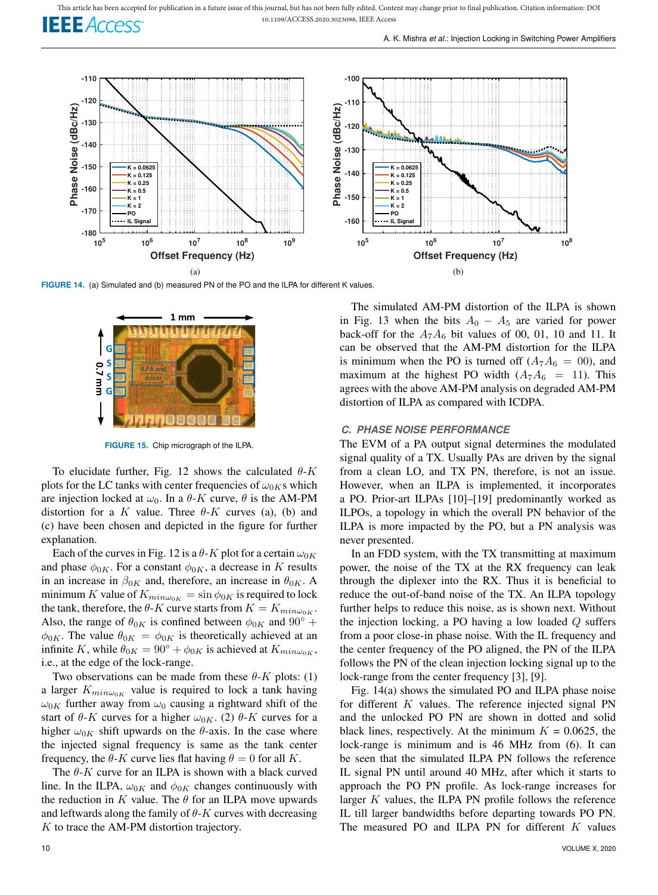FIGURE 14. (a) Simulated and (b) measured PN of the PO and the ILPA for different K values.

FIGURE 15. Chip micrograph of the ILPA.

To elucidate further, Fig. 12 shows the calculated $\theta$-$K$ plots for the LC tanks with center frequencies of $\omega_{0K}$s which are injection locked at $\omega_0$. In a $\theta$-$K$ curve, $\theta$ is the AM-PM distortion for a $K$ value. Three $\theta$-$K$ curves (a), (b) and (c) have been chosen and depicted in the figure for further explanation.

Each of the curves in Fig. 12 is a $\theta$-$K$ plot for a certain $\omega_{0K}$ and phase $\phi_{0K}$. For a constant $\phi_{0K}$, a decrease in $K$ results in an increase in $\beta_{0K}$ and, therefore, an increase in $\theta_{0K}$. A minimum $K$ value of $K_{min\omega_{0K}} = \sin\phi_{0K}$ is required to lock the tank, therefore, the $\theta$-$K$ curve starts from $K = K_{min\omega_{0K}}$. Also, the range of $\theta_{0K}$ is confined between $\phi_{0K}$ and $90^\circ + \phi_{0K}$. The value $\theta_{0K} = \phi_{0K}$ is theoretically achieved at an infinite $K$, while $\theta_{0K} = 90^\circ + \phi_{0K}$ is achieved at $K_{min\omega_{0K}}$, i.e., at the edge of the lock-range.

Two observations can be made from these $\theta$-$K$ plots: (1) a larger $K_{min\omega_{0K}}$ value is required to lock a tank having $\omega_{0K}$ further away from $\omega_0$ causing a rightward shift of the start of $\theta$-$K$ curves for a higher $\omega_{0K}$. (2) $\theta$-$K$ curves for a higher $\omega_{0K}$ shift upwards on the $\theta$-axis. In the case where the injected signal frequency is same as the tank center frequency, the $\theta$-$K$ curve lies flat having $\theta = 0$ for all $K$.

The $\theta$-$K$ curve for an ILPA is shown with a black curved line. In the ILPA, $\omega_{0K}$ and $\phi_{0K}$ changes continuously with the reduction in $K$ value. The $\theta$ for an ILPA move upwards and leftwards along the family of $\theta$-$K$ curves with decreasing $K$ to trace the AM-PM distortion trajectory.

The simulated AM-PM distortion of the ILPA is shown in Fig. 13 when the bits $A_0 - A_5$ are varied for power back-off for the $A_7A_6$ bit values of 00, 01, 10 and 11. It can be observed that the AM-PM distortion for the ILPA is minimum when the PO is turned off ($A_7A_6 = 00$), and maximum at the highest PO width ($A_7A_6 = 11$). This agrees with the above AM-PM analysis on degraded AM-PM distortion of ILPA as compared with ICDPA.

### C. PHASE NOISE PERFORMANCE

The EVM of a PA output signal determines the modulated signal quality of a TX. Usually PAs are driven by the signal from a clean LO, and TX PN, therefore, is not an issue. However, when an ILPA is implemented, it incorporates a PO. Prior-art ILPAs [10]–[19] predominantly worked as ILPOs, a topology in which the overall PN behavior of the ILPA is more impacted by the PO, but a PN analysis was never presented.

In an FDD system, with the TX transmitting at maximum power, the noise of the TX at the RX frequency can leak through the diplexer into the RX. Thus it is beneficial to reduce the out-of-band noise of the TX. An ILPA topology further helps to reduce this noise, as is shown next. Without the injection locking, a PO having a low loaded $Q$ suffers from a poor close-in phase noise. With the IL frequency and the center frequency of the PO aligned, the PN of the ILPA follows the PN of the clean injection locking signal up to the lock-range from the center frequency [3], [9].

Fig. 14(a) shows the simulated PO and ILPA phase noise for different $K$ values. The reference injected signal PN and the unlocked PO PN are shown in dotted and solid black lines, respectively. At the minimum $K$ = 0.0625, the lock-range is minimum and is 46 MHz from (6). It can be seen that the simulated ILPA PN follows the reference IL signal PN until around 40 MHz, after which it starts to approach the PO PN profile. As lock-range increases for larger $K$ values, the ILPA PN profile follows the reference IL till larger bandwidths before departing towards PO PN. The measured PO and ILPA PN for different $K$ values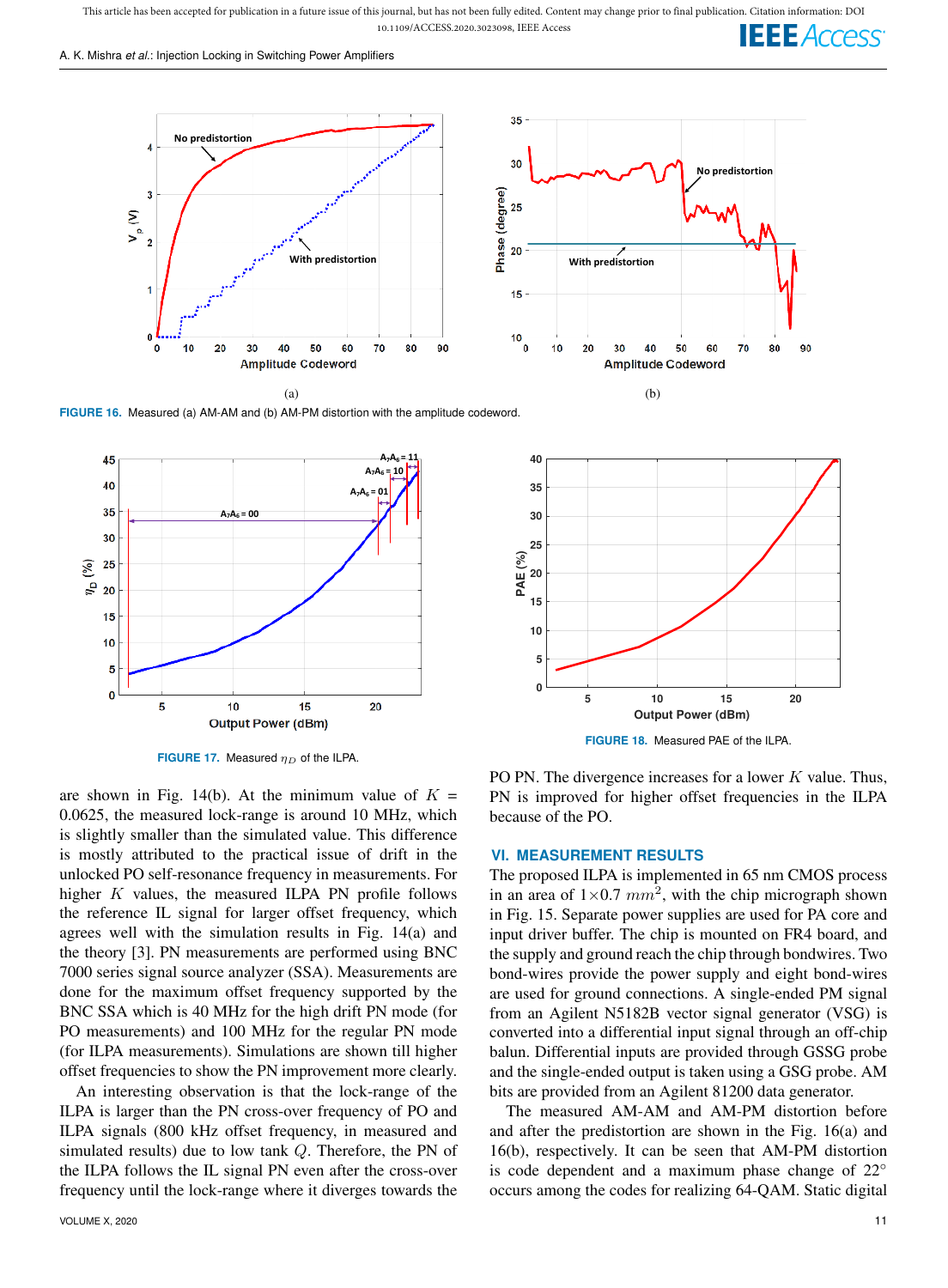FIGURE 16. Measured (a) AM-AM and (b) AM-PM distortion with the amplitude codeword.

FIGURE 17. Measured $\eta_D$ of the ILPA.

FIGURE 18. Measured PAE of the ILPA.

are shown in Fig. 14(b). At the minimum value of $K$ = 0.0625, the measured lock-range is around 10 MHz, which is slightly smaller than the simulated value. This difference is mostly attributed to the practical issue of drift in the unlocked PO self-resonance frequency in measurements. For higher $K$ values, the measured ILPA PN profile follows the reference IL signal for larger offset frequency, which agrees well with the simulation results in Fig. 14(a) and the theory [3]. PN measurements are performed using BNC 7000 series signal source analyzer (SSA). Measurements are done for the maximum offset frequency supported by the BNC SSA which is 40 MHz for the high drift PN mode (for PO measurements) and 100 MHz for the regular PN mode (for ILPA measurements). Simulations are shown till higher offset frequencies to show the PN improvement more clearly.

An interesting observation is that the lock-range of the ILPA is larger than the PN cross-over frequency of PO and ILPA signals (800 kHz offset frequency, in measured and simulated results) due to low tank $Q$. Therefore, the PN of the ILPA follows the IL signal PN even after the cross-over frequency until the lock-range where it diverges towards the PO PN. The divergence increases for a lower $K$ value. Thus, PN is improved for higher offset frequencies in the ILPA because of the PO.

## VI. MEASUREMENT RESULTS

The proposed ILPA is implemented in 65 nm CMOS process in an area of $1\times0.7$ $mm^2$, with the chip micrograph shown in Fig. 15. Separate power supplies are used for PA core and input driver buffer. The chip is mounted on FR4 board, and the supply and ground reach the chip through bondwires. Two bond-wires provide the power supply and eight bond-wires are used for ground connections. A single-ended PM signal from an Agilent N5182B vector signal generator (VSG) is converted into a differential input signal through an off-chip balun. Differential inputs are provided through GSSG probe and the single-ended output is taken using a GSG probe. AM bits are provided from an Agilent 81200 data generator.

The measured AM-AM and AM-PM distortion before and after the predistortion are shown in the Fig. 16(a) and 16(b), respectively. It can be seen that AM-PM distortion is code dependent and a maximum phase change of $22^\circ$ occurs among the codes for realizing 64-QAM. Static digital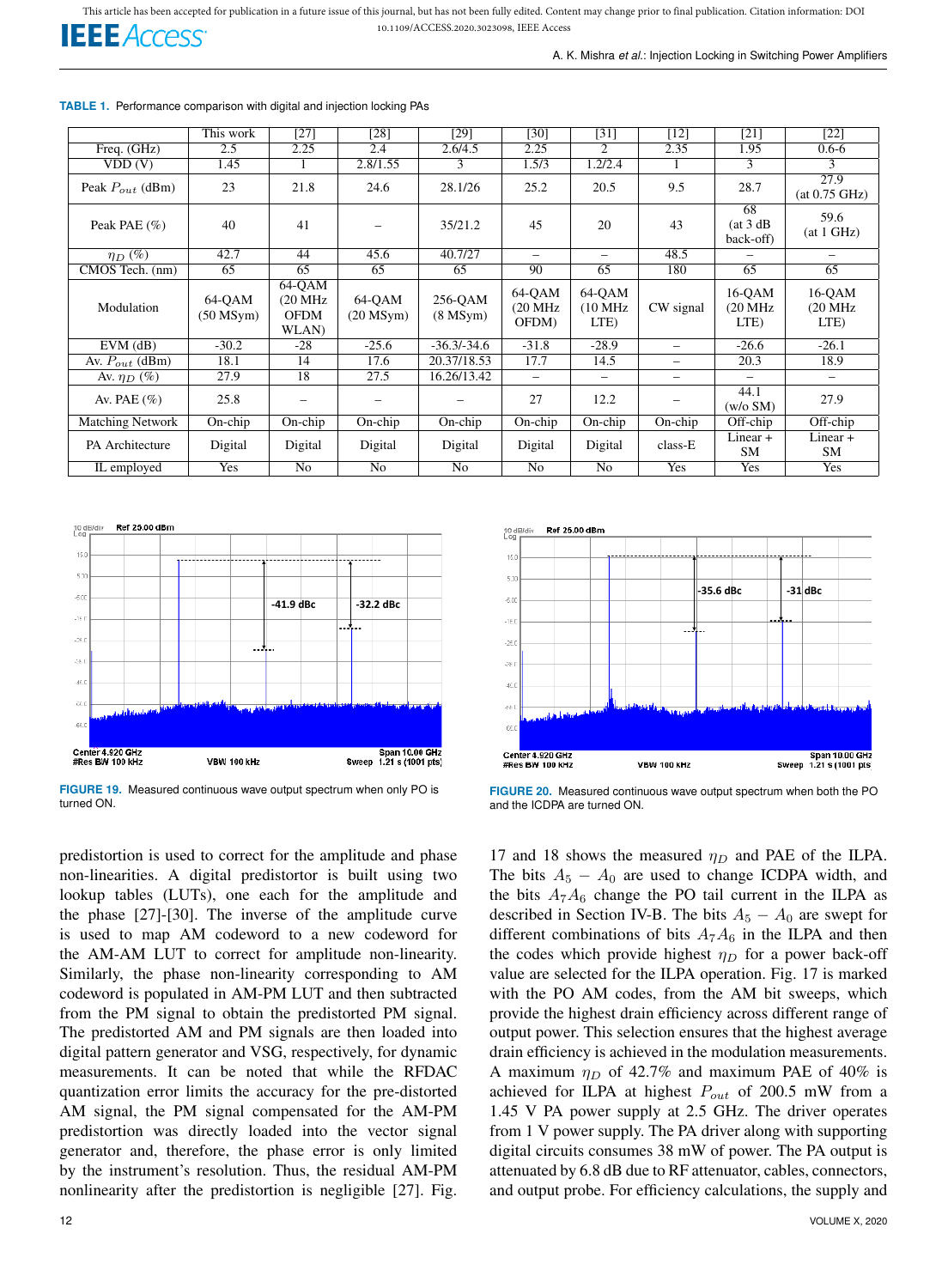**TABLE 1.** Performance comparison with digital and injection locking PAs

| | This work | [27] | [28] | [29] | [30] | [31] | [12] | [21] | [22] |
|---|---|---|---|---|---|---|---|---|---|
| Freq. (GHz) | 2.5 | 2.25 | 2.4 | 2.6/4.5 | 2.25 | 2 | 2.35 | 1.95 | 0.6-6 |
| VDD (V) | 1.45 | 1 | 2.8/1.55 | 3 | 1.5/3 | 1.2/2.4 | 1 | 3 | 3 |
| Peak $P_{out}$ (dBm) | 23 | 21.8 | 24.6 | 28.1/26 | 25.2 | 20.5 | 9.5 | 28.7 | 27.9 (at 0.75 GHz) |
| Peak PAE (%) | 40 | 41 | – | 35/21.2 | 45 | 20 | 43 | 68 (at 3 dB back-off) | 59.6 (at 1 GHz) |
| $\eta_D$ (%) | 42.7 | 44 | 45.6 | 40.7/27 | – | – | 48.5 | – | – |
| CMOS Tech. (nm) | 65 | 65 | 65 | 65 | 90 | 65 | 180 | 65 | 65 |
| Modulation | 64-QAM (50 MSym) | 64-QAM (20 MHz OFDM WLAN) | 64-QAM (20 MSym) | 256-QAM (8 MSym) | 64-QAM (20 MHz OFDM) | 64-QAM (10 MHz LTE) | CW signal | 16-QAM (20 MHz LTE) | 16-QAM (20 MHz LTE) |
| EVM (dB) | -30.2 | -28 | -25.6 | -36.3/-34.6 | -31.8 | -28.9 | – | -26.6 | -26.1 |
| Av. $P_{out}$ (dBm) | 18.1 | 14 | 17.6 | 20.37/18.53 | 17.7 | 14.5 | – | 20.3 | 18.9 |
| Av. $\eta_D$ (%) | 27.9 | 18 | 27.5 | 16.26/13.42 | – | – | – | – | – |
| Av. PAE (%) | 25.8 | – | – | – | 27 | 12.2 | – | 44.1 (w/o SM) | 27.9 |
| Matching Network | On-chip | On-chip | On-chip | On-chip | On-chip | On-chip | On-chip | Off-chip | Off-chip |
| PA Architecture | Digital | Digital | Digital | Digital | Digital | Digital | class-E | Linear + SM | Linear + SM |
| IL employed | Yes | No | No | No | No | No | Yes | Yes | Yes |

**FIGURE 19.** Measured continuous wave output spectrum when only PO is turned ON.

**FIGURE 20.** Measured continuous wave output spectrum when both the PO and the ICDPA are turned ON.

predistortion is used to correct for the amplitude and phase non-linearities. A digital predistortor is built using two lookup tables (LUTs), one each for the amplitude and the phase [27]-[30]. The inverse of the amplitude curve is used to map AM codeword to a new codeword for the AM-AM LUT to correct for amplitude non-linearity. Similarly, the phase non-linearity corresponding to AM codeword is populated in AM-PM LUT and then subtracted from the PM signal to obtain the predistorted PM signal. The predistorted AM and PM signals are then loaded into digital pattern generator and VSG, respectively, for dynamic measurements. It can be noted that while the RFDAC quantization error limits the accuracy for the pre-distorted AM signal, the PM signal compensated for the AM-PM predistortion was directly loaded into the vector signal generator and, therefore, the phase error is only limited by the instrument's resolution. Thus, the residual AM-PM nonlinearity after the predistortion is negligible [27]. Fig. 17 and 18 shows the measured $\eta_D$ and PAE of the ILPA. The bits $A_5 - A_0$ are used to change ICDPA width, and the bits $A_7A_6$ change the PO tail current in the ILPA as described in Section IV-B. The bits $A_5 - A_0$ are swept for different combinations of bits $A_7A_6$ in the ILPA and then the codes which provide highest $\eta_D$ for a power back-off value are selected for the ILPA operation. Fig. 17 is marked with the PO AM codes, from the AM bit sweeps, which provide the highest drain efficiency across different range of output power. This selection ensures that the highest average drain efficiency is achieved in the modulation measurements. A maximum $\eta_D$ of 42.7% and maximum PAE of 40% is achieved for ILPA at highest $P_{out}$ of 200.5 mW from a 1.45 V PA power supply at 2.5 GHz. The driver operates from 1 V power supply. The PA driver along with supporting digital circuits consumes 38 mW of power. The PA output is attenuated by 6.8 dB due to RF attenuator, cables, connectors, and output probe. For efficiency calculations, the supply and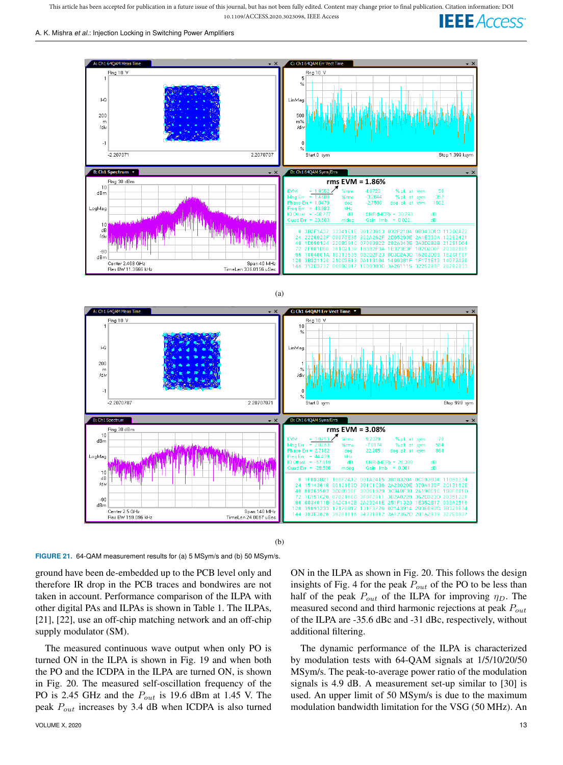(a)

(b)

**FIGURE 21.** 64-QAM measurement results for (a) 5 MSym/s and (b) 50 MSym/s.

ground have been de-embedded up to the PCB level only and therefore IR drop in the PCB traces and bondwires are not taken in account. Performance comparison of the ILPA with other digital PAs and ILPAs is shown in Table 1. The ILPAs, [21], [22], use an off-chip matching network and an off-chip supply modulator (SM).

The measured continuous wave output when only PO is turned ON in the ILPA is shown in Fig. 19 and when both the PO and the ICDPA in the ILPA are turned ON, is shown in Fig. 20. The measured self-oscillation frequency of the PO is 2.45 GHz and the $P_{out}$ is 19.6 dBm at 1.45 V. The peak $P_{out}$ increases by 3.4 dB when ICDPA is also turned ON in the ILPA as shown in Fig. 20. This follows the design insights of Fig. 4 for the peak $P_{out}$ of the PO to be less than half of the peak $P_{out}$ of the ILPA for improving $\eta_D$. The measured second and third harmonic rejections at peak $P_{out}$ of the ILPA are -35.6 dBc and -31 dBc, respectively, without additional filtering.

The dynamic performance of the ILPA is characterized by modulation tests with 64-QAM signals at 1/5/10/20/50 MSym/s. The peak-to-average power ratio of the modulation signals is 4.9 dB. A measurement set-up similar to [30] is used. An upper limit of 50 MSym/s is due to the maximum modulation bandwidth limitation for the VSG (50 MHz). An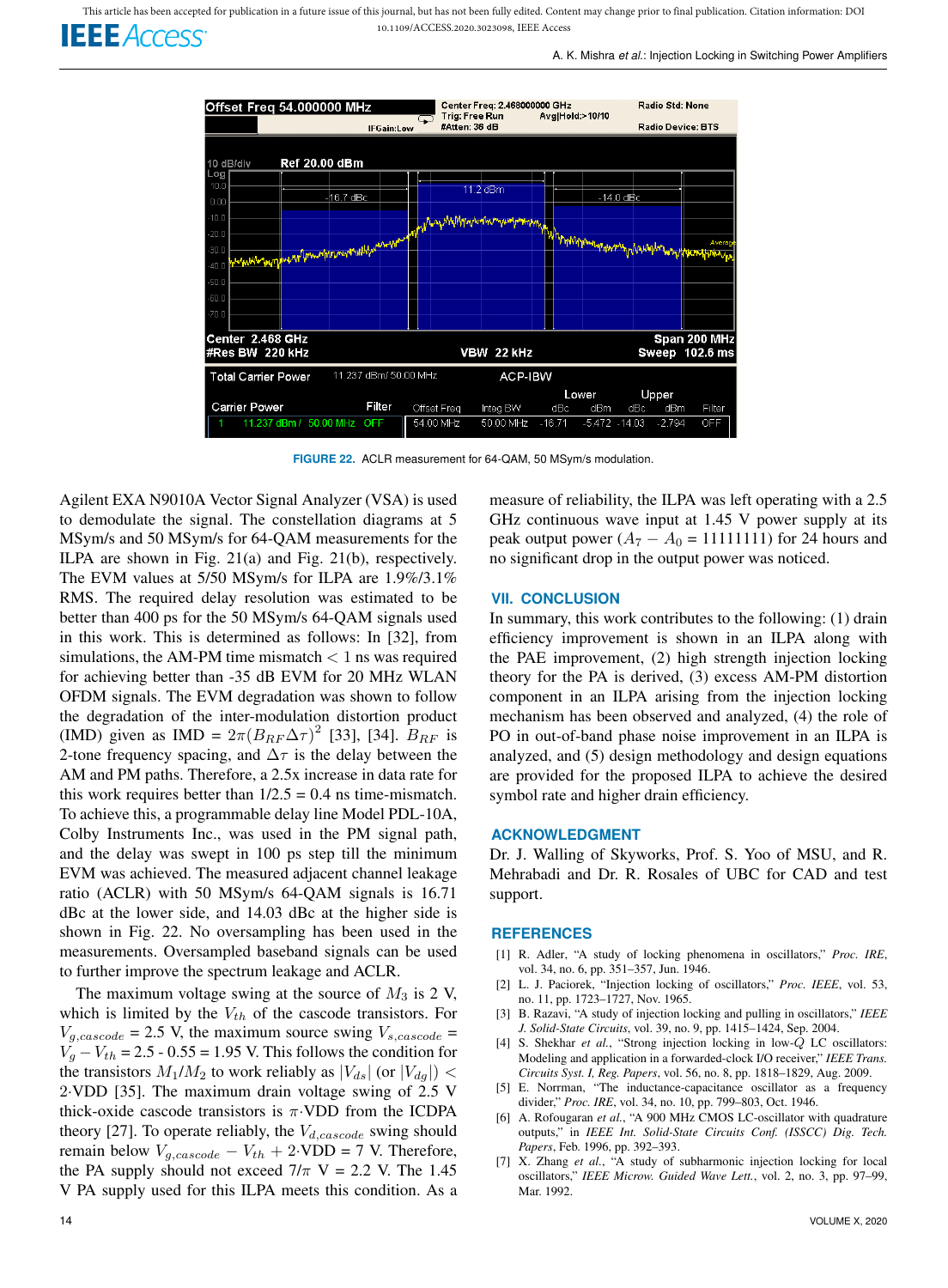FIGURE 22. ACLR measurement for 64-QAM, 50 MSym/s modulation.

Agilent EXA N9010A Vector Signal Analyzer (VSA) is used to demodulate the signal. The constellation diagrams at 5 MSym/s and 50 MSym/s for 64-QAM measurements for the ILPA are shown in Fig. 21(a) and Fig. 21(b), respectively. The EVM values at 5/50 MSym/s for ILPA are 1.9%/3.1% RMS. The required delay resolution was estimated to be better than 400 ps for the 50 MSym/s 64-QAM signals used in this work. This is determined as follows: In [32], from simulations, the AM-PM time mismatch < 1 ns was required for achieving better than -35 dB EVM for 20 MHz WLAN OFDM signals. The EVM degradation was shown to follow the degradation of the inter-modulation distortion product (IMD) given as IMD = $2\pi(B_{RF}\Delta\tau)^2$ [33], [34]. $B_{RF}$ is 2-tone frequency spacing, and $\Delta\tau$ is the delay between the AM and PM paths. Therefore, a 2.5x increase in data rate for this work requires better than 1/2.5 = 0.4 ns time-mismatch. To achieve this, a programmable delay line Model PDL-10A, Colby Instruments Inc., was used in the PM signal path, and the delay was swept in 100 ps step till the minimum EVM was achieved. The measured adjacent channel leakage ratio (ACLR) with 50 MSym/s 64-QAM signals is 16.71 dBc at the lower side, and 14.03 dBc at the higher side is shown in Fig. 22. No oversampling has been used in the measurements. Oversampled baseband signals can be used to further improve the spectrum leakage and ACLR.

The maximum voltage swing at the source of $M_3$ is 2 V, which is limited by the $V_{th}$ of the cascode transistors. For $V_{g,cascode}$ = 2.5 V, the maximum source swing $V_{s,cascode}$ = $V_g - V_{th}$ = 2.5 - 0.55 = 1.95 V. This follows the condition for the transistors $M_1/M_2$ to work reliably as $|V_{ds}|$ (or $|V_{dg}|$) < 2·VDD [35]. The maximum drain voltage swing of 2.5 V thick-oxide cascode transistors is $\pi$·VDD from the ICDPA theory [27]. To operate reliably, the $V_{d,cascode}$ swing should remain below $V_{g,cascode} - V_{th}$ + 2·VDD = 7 V. Therefore, the PA supply should not exceed $7/\pi$ V = 2.2 V. The 1.45 V PA supply used for this ILPA meets this condition. As a measure of reliability, the ILPA was left operating with a 2.5 GHz continuous wave input at 1.45 V power supply at its peak output power ($A_7 - A_0$ = 11111111) for 24 hours and no significant drop in the output power was noticed.

## VII. CONCLUSION

In summary, this work contributes to the following: (1) drain efficiency improvement is shown in an ILPA along with the PAE improvement, (2) high strength injection locking theory for the PA is derived, (3) excess AM-PM distortion component in an ILPA arising from the injection locking mechanism has been observed and analyzed, (4) the role of PO in out-of-band phase noise improvement in an ILPA is analyzed, and (5) design methodology and design equations are provided for the proposed ILPA to achieve the desired symbol rate and higher drain efficiency.

## ACKNOWLEDGMENT

Dr. J. Walling of Skyworks, Prof. S. Yoo of MSU, and R. Mehrabadi and Dr. R. Rosales of UBC for CAD and test support.

## REFERENCES

[1] R. Adler, "A study of locking phenomena in oscillators," *Proc. IRE*, vol. 34, no. 6, pp. 351–357, Jun. 1946.

[2] L. J. Paciorek, "Injection locking of oscillators," *Proc. IEEE*, vol. 53, no. 11, pp. 1723–1727, Nov. 1965.

[3] B. Razavi, "A study of injection locking and pulling in oscillators," *IEEE J. Solid-State Circuits*, vol. 39, no. 9, pp. 1415–1424, Sep. 2004.

[4] S. Shekhar *et al.*, "Strong injection locking in low-$Q$ LC oscillators: Modeling and application in a forwarded-clock I/O receiver," *IEEE Trans. Circuits Syst. I, Reg. Papers*, vol. 56, no. 8, pp. 1818–1829, Aug. 2009.

[5] E. Norrman, "The inductance-capacitance oscillator as a frequency divider," *Proc. IRE*, vol. 34, no. 10, pp. 799–803, Oct. 1946.

[6] A. Rofougaran *et al.*, "A 900 MHz CMOS LC-oscillator with quadrature outputs," in *IEEE Int. Solid-State Circuits Conf. (ISSCC) Dig. Tech. Papers*, Feb. 1996, pp. 392–393.

[7] X. Zhang *et al.*, "A study of subharmonic injection locking for local oscillators," *IEEE Microw. Guided Wave Lett.*, vol. 2, no. 3, pp. 97–99, Mar. 1992.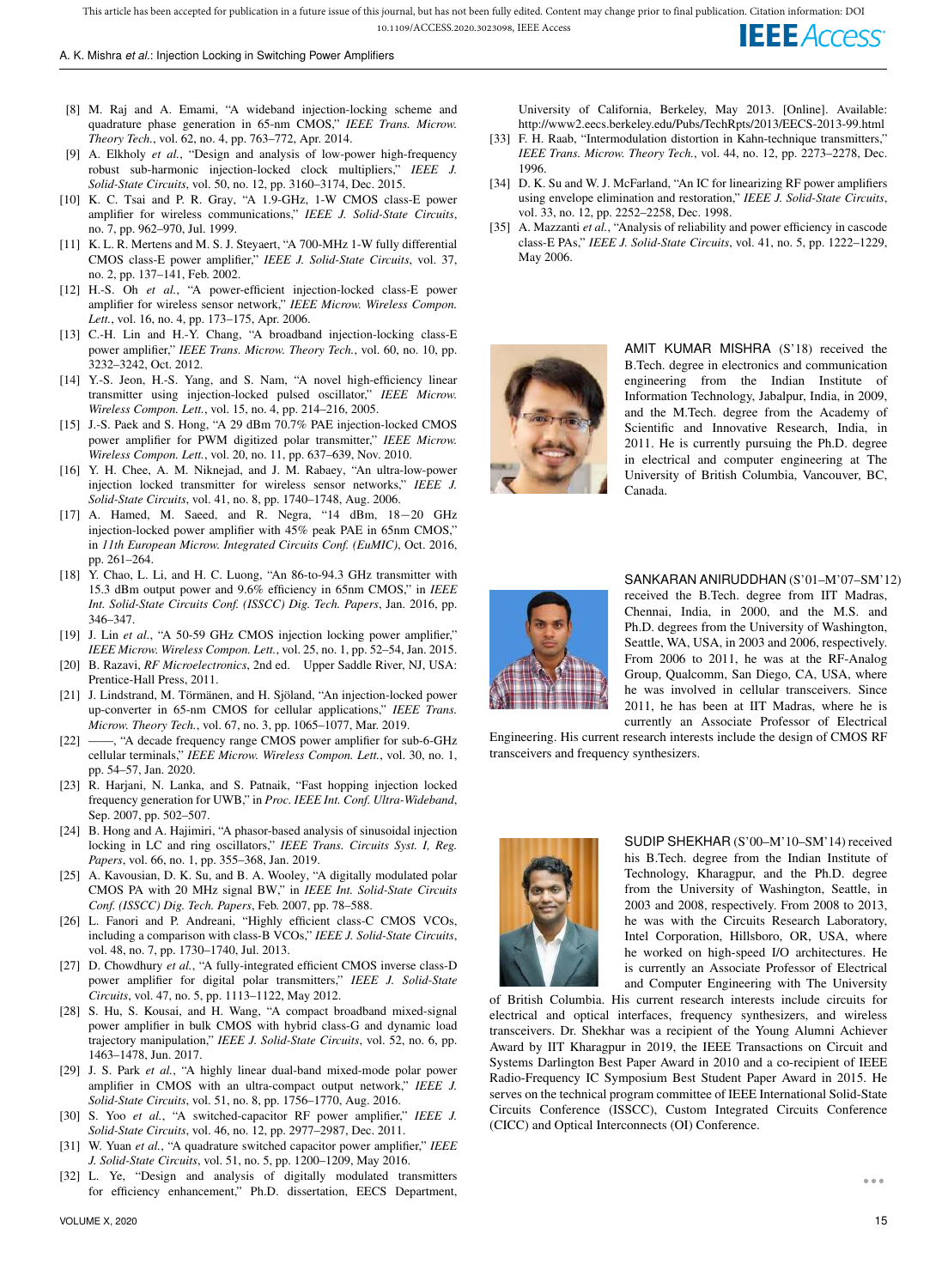[8] M. Raj and A. Emami, "A wideband injection-locking scheme and quadrature phase generation in 65-nm CMOS," *IEEE Trans. Microw. Theory Tech.*, vol. 62, no. 4, pp. 763–772, Apr. 2014.

[9] A. Elkholy *et al.*, "Design and analysis of low-power high-frequency robust sub-harmonic injection-locked clock multipliers," *IEEE J. Solid-State Circuits*, vol. 50, no. 12, pp. 3160–3174, Dec. 2015.

[10] K. C. Tsai and P. R. Gray, "A 1.9-GHz, 1-W CMOS class-E power amplifier for wireless communications," *IEEE J. Solid-State Circuits*, no. 7, pp. 962–970, Jul. 1999.

[11] K. L. R. Mertens and M. S. J. Steyaert, "A 700-MHz 1-W fully differential CMOS class-E power amplifier," *IEEE J. Solid-State Circuits*, vol. 37, no. 2, pp. 137–141, Feb. 2002.

[12] H.-S. Oh *et al.*, "A power-efficient injection-locked class-E power amplifier for wireless sensor network," *IEEE Microw. Wireless Compon. Lett.*, vol. 16, no. 4, pp. 173–175, Apr. 2006.

[13] C.-H. Lin and H.-Y. Chang, "A broadband injection-locking class-E power amplifier," *IEEE Trans. Microw. Theory Tech.*, vol. 60, no. 10, pp. 3232–3242, Oct. 2012.

[14] Y.-S. Jeon, H.-S. Yang, and S. Nam, "A novel high-efficiency linear transmitter using injection-locked pulsed oscillator," *IEEE Microw. Wireless Compon. Lett.*, vol. 15, no. 4, pp. 214–216, 2005.

[15] J.-S. Paek and S. Hong, "A 29 dBm 70.7% PAE injection-locked CMOS power amplifier for PWM digitized polar transmitter," *IEEE Microw. Wireless Compon. Lett.*, vol. 20, no. 11, pp. 637–639, Nov. 2010.

[16] Y. H. Chee, A. M. Niknejad, and J. M. Rabaey, "An ultra-low-power injection locked transmitter for wireless sensor networks," *IEEE J. Solid-State Circuits*, vol. 41, no. 8, pp. 1740–1748, Aug. 2006.

[17] A. Hamed, M. Saeed, and R. Negra, "14 dBm, 18−20 GHz injection-locked power amplifier with 45% peak PAE in 65nm CMOS," in *11th European Microw. Integrated Circuits Conf. (EuMIC)*, Oct. 2016, pp. 261–264.

[18] Y. Chao, L. Li, and H. C. Luong, "An 86-to-94.3 GHz transmitter with 15.3 dBm output power and 9.6% efficiency in 65nm CMOS," in *IEEE Int. Solid-State Circuits Conf. (ISSCC) Dig. Tech. Papers*, Jan. 2016, pp. 346–347.

[19] J. Lin *et al.*, "A 50-59 GHz CMOS injection locking power amplifier," *IEEE Microw. Wireless Compon. Lett.*, vol. 25, no. 1, pp. 52–54, Jan. 2015.

[20] B. Razavi, *RF Microelectronics*, 2nd ed. Upper Saddle River, NJ, USA: Prentice-Hall Press, 2011.

[21] J. Lindstrand, M. Törmänen, and H. Sjöland, "An injection-locked power up-converter in 65-nm CMOS for cellular applications," *IEEE Trans. Microw. Theory Tech.*, vol. 67, no. 3, pp. 1065–1077, Mar. 2019.

[22] ——, "A decade frequency range CMOS power amplifier for sub-6-GHz cellular terminals," *IEEE Microw. Wireless Compon. Lett.*, vol. 30, no. 1, pp. 54–57, Jan. 2020.

[23] R. Harjani, N. Lanka, and S. Patnaik, "Fast hopping injection locked frequency generation for UWB," in *Proc. IEEE Int. Conf. Ultra-Wideband*, Sep. 2007, pp. 502–507.

[24] B. Hong and A. Hajimiri, "A phasor-based analysis of sinusoidal injection locking in LC and ring oscillators," *IEEE Trans. Circuits Syst. I, Reg. Papers*, vol. 66, no. 1, pp. 355–368, Jan. 2019.

[25] A. Kavousian, D. K. Su, and B. A. Wooley, "A digitally modulated polar CMOS PA with 20 MHz signal BW," in *IEEE Int. Solid-State Circuits Conf. (ISSCC) Dig. Tech. Papers*, Feb. 2007, pp. 78–588.

[26] L. Fanori and P. Andreani, "Highly efficient class-C CMOS VCOs, including a comparison with class-B VCOs," *IEEE J. Solid-State Circuits*, vol. 48, no. 7, pp. 1730–1740, Jul. 2013.

[27] D. Chowdhury *et al.*, "A fully-integrated efficient CMOS inverse class-D power amplifier for digital polar transmitters," *IEEE J. Solid-State Circuits*, vol. 47, no. 5, pp. 1113–1122, May 2012.

[28] S. Hu, S. Kousai, and H. Wang, "A compact broadband mixed-signal power amplifier in bulk CMOS with hybrid class-G and dynamic load trajectory manipulation," *IEEE J. Solid-State Circuits*, vol. 52, no. 6, pp. 1463–1478, Jun. 2017.

[29] J. S. Park *et al.*, "A highly linear dual-band mixed-mode polar power amplifier in CMOS with an ultra-compact output network," *IEEE J. Solid-State Circuits*, vol. 51, no. 8, pp. 1756–1770, Aug. 2016.

[30] S. Yoo *et al.*, "A switched-capacitor RF power amplifier," *IEEE J. Solid-State Circuits*, vol. 46, no. 12, pp. 2977–2987, Dec. 2011.

[31] W. Yuan *et al.*, "A quadrature switched capacitor power amplifier," *IEEE J. Solid-State Circuits*, vol. 51, no. 5, pp. 1200–1209, May 2016.

[32] L. Ye, "Design and analysis of digitally modulated transmitters for efficiency enhancement," Ph.D. dissertation, EECS Department, University of California, Berkeley, May 2013. [Online]. Available: http://www2.eecs.berkeley.edu/Pubs/TechRpts/2013/EECS-2013-99.html

[33] F. H. Raab, "Intermodulation distortion in Kahn-technique transmitters," *IEEE Trans. Microw. Theory Tech.*, vol. 44, no. 12, pp. 2273–2278, Dec. 1996.

[34] D. K. Su and W. J. McFarland, "An IC for linearizing RF power amplifiers using envelope elimination and restoration," *IEEE J. Solid-State Circuits*, vol. 33, no. 12, pp. 2252–2258, Dec. 1998.

[35] A. Mazzanti *et al.*, "Analysis of reliability and power efficiency in cascode class-E PAs," *IEEE J. Solid-State Circuits*, vol. 41, no. 5, pp. 1222–1229, May 2006.

AMIT KUMAR MISHRA (S'18) received the B.Tech. degree in electronics and communication engineering from the Indian Institute of Information Technology, Jabalpur, India, in 2009, and the M.Tech. degree from the Academy of Scientific and Innovative Research, India, in 2011. He is currently pursuing the Ph.D. degree in electrical and computer engineering at The University of British Columbia, Vancouver, BC, Canada.

SANKARAN ANIRUDDHAN (S'01–M'07–SM'12) received the B.Tech. degree from IIT Madras, Chennai, India, in 2000, and the M.S. and Ph.D. degrees from the University of Washington, Seattle, WA, USA, in 2003 and 2006, respectively. From 2006 to 2011, he was at the RF-Analog Group, Qualcomm, San Diego, CA, USA, where he was involved in cellular transceivers. Since 2011, he has been at IIT Madras, where he is currently an Associate Professor of Electrical Engineering. His current research interests include the design of CMOS RF transceivers and frequency synthesizers.

SUDIP SHEKHAR (S'00–M'10–SM'14) received his B.Tech. degree from the Indian Institute of Technology, Kharagpur, and the Ph.D. degree from the University of Washington, Seattle, in 2003 and 2008, respectively. From 2008 to 2013, he was with the Circuits Research Laboratory, Intel Corporation, Hillsboro, OR, USA, where he worked on high-speed I/O architectures. He is currently an Associate Professor of Electrical and Computer Engineering with The University of British Columbia. His current research interests include circuits for electrical and optical interfaces, frequency synthesizers, and wireless transceivers. Dr. Shekhar was a recipient of the Young Alumni Achiever Award by IIT Kharagpur in 2019, the IEEE Transactions on Circuit and Systems Darlington Best Paper Award in 2010 and a co-recipient of IEEE Radio-Frequency IC Symposium Best Student Paper Award in 2015. He serves on the technical program committee of IEEE International Solid-State Circuits Conference (ISSCC), Custom Integrated Circuits Conference (CICC) and Optical Interconnects (OI) Conference.